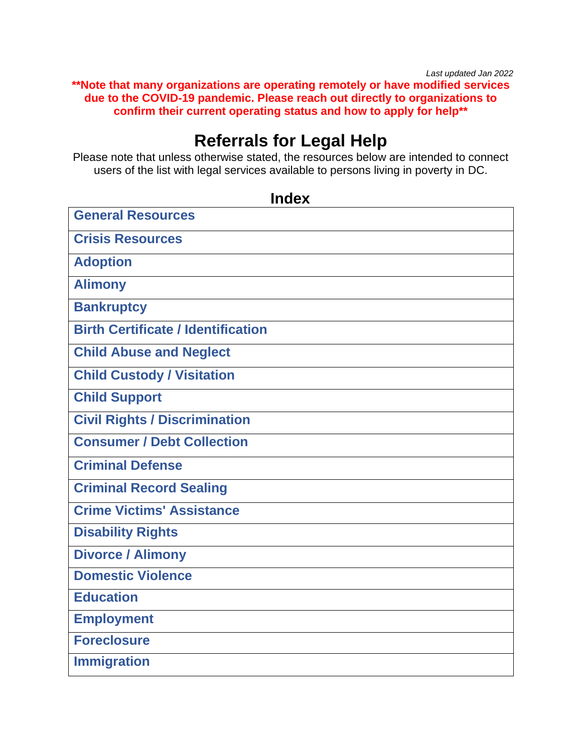*Last updated Jan 2022*

**\*\*Note that many organizations are operating remotely or have modified services due to the COVID-19 pandemic. Please reach out directly to organizations to confirm their current operating status and how to apply for help\*\***

# Referrals for Legal Help

Please note that unless otherwise stated, the resources below are intended to connect users of the list with legal services available to persons living in poverty in DC.

## Index

| |
|---|
| **General Resources** |
| **Crisis Resources** |
| **Adoption** |
| **Alimony** |
| **Bankruptcy** |
| **Birth Certificate / Identification** |
| **Child Abuse and Neglect** |
| **Child Custody / Visitation** |
| **Child Support** |
| **Civil Rights / Discrimination** |
| **Consumer / Debt Collection** |
| **Criminal Defense** |
| **Criminal Record Sealing** |
| **Crime Victims' Assistance** |
| **Disability Rights** |
| **Divorce / Alimony** |
| **Domestic Violence** |
| **Education** |
| **Employment** |
| **Foreclosure** |
| **Immigration** |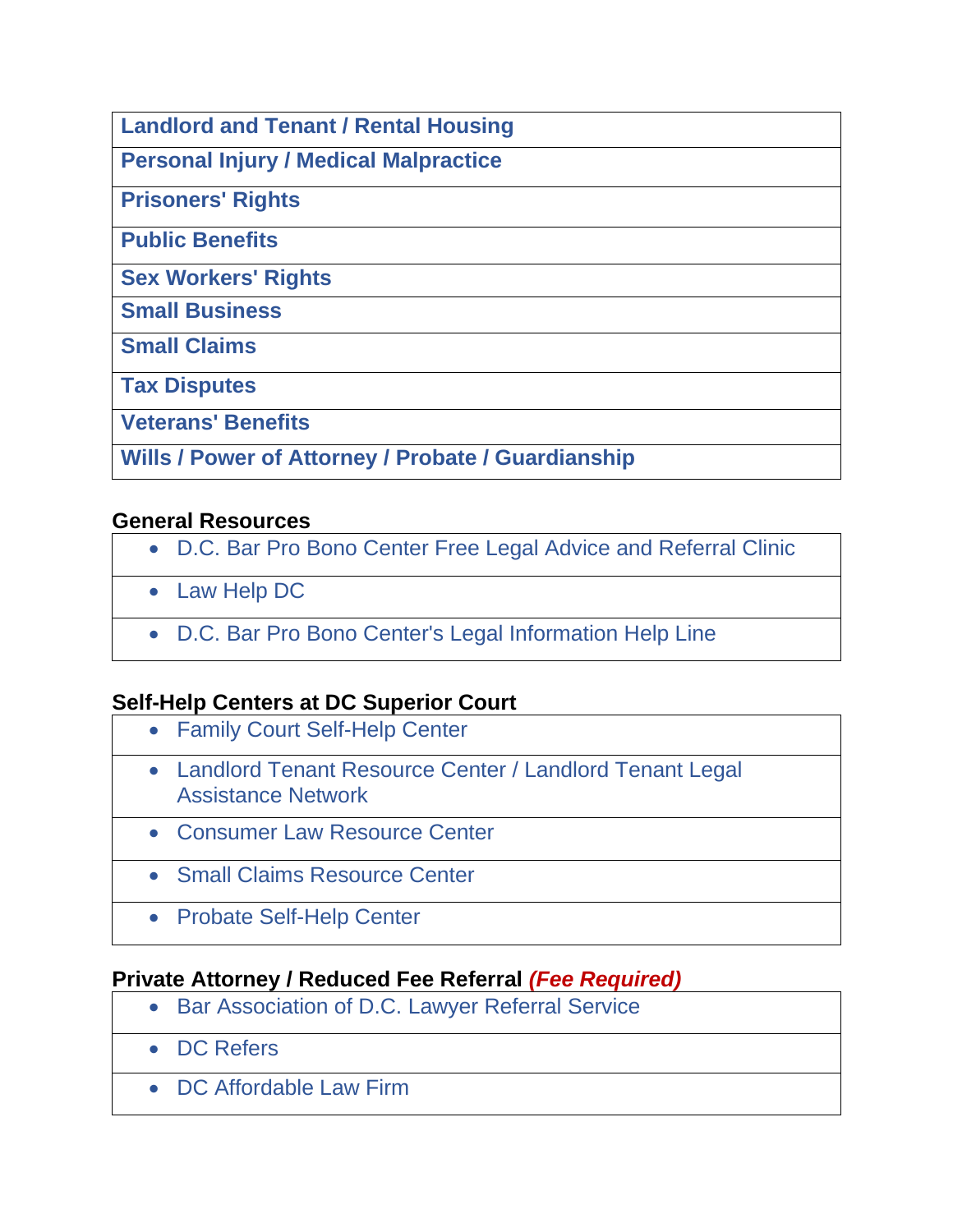**Landlord and Tenant / Rental Housing**

**Personal Injury / Medical Malpractice**

**Prisoners' Rights**

**Public Benefits**

**Sex Workers' Rights**

**Small Business**

**Small Claims**

**Tax Disputes**

**Veterans' Benefits**

**Wills / Power of Attorney / Probate / Guardianship**

### General Resources

- D.C. Bar Pro Bono Center Free Legal Advice and Referral Clinic
- Law Help DC
- D.C. Bar Pro Bono Center's Legal Information Help Line

### Self-Help Centers at DC Superior Court

- Family Court Self-Help Center
- Landlord Tenant Resource Center / Landlord Tenant Legal Assistance Network
- Consumer Law Resource Center
- Small Claims Resource Center
- Probate Self-Help Center

### Private Attorney / Reduced Fee Referral *(Fee Required)*

- Bar Association of D.C. Lawyer Referral Service
- DC Refers
- DC Affordable Law Firm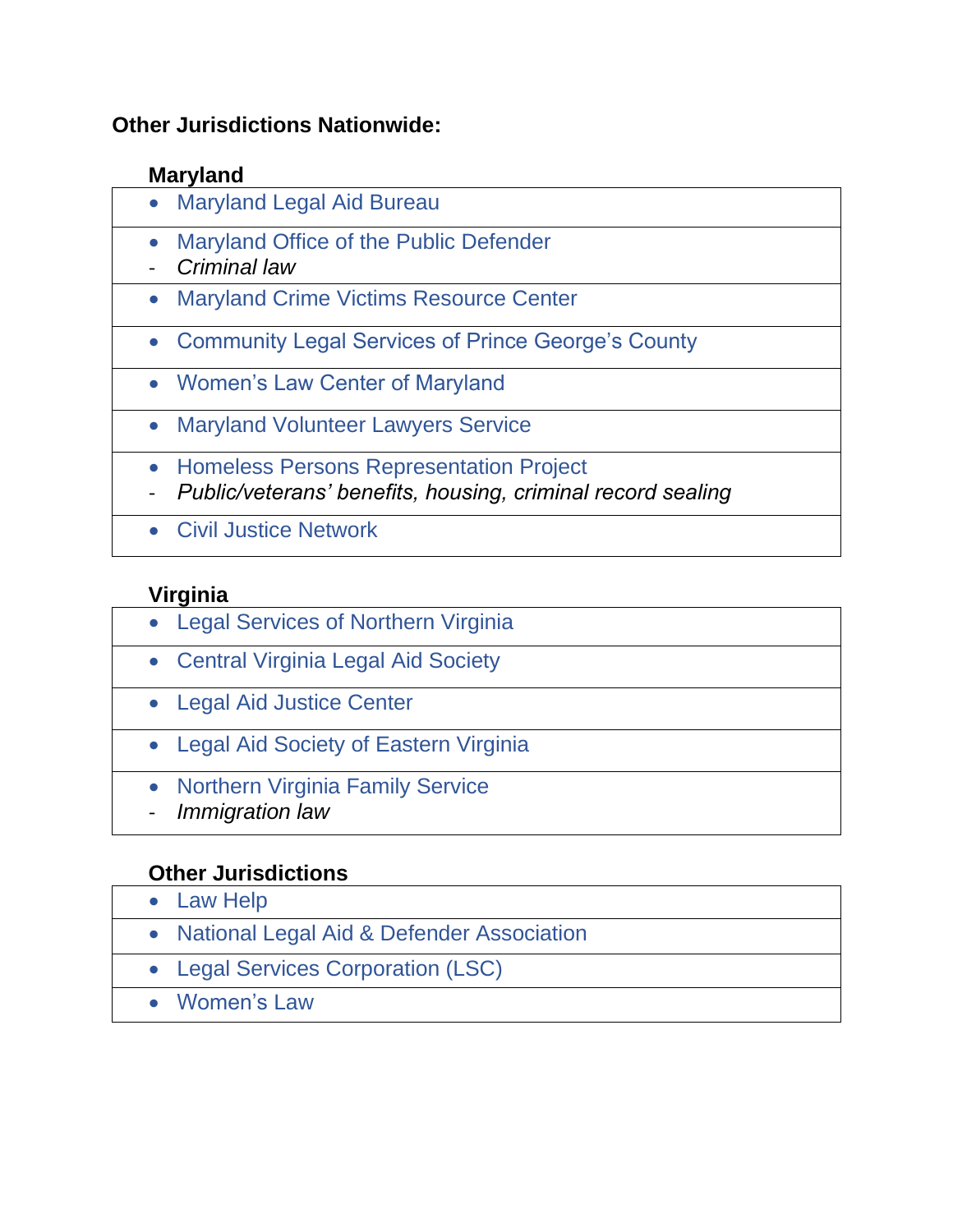## Other Jurisdictions Nationwide:

### Maryland

- Maryland Legal Aid Bureau
- Maryland Office of the Public Defender
  - *Criminal law*
- Maryland Crime Victims Resource Center
- Community Legal Services of Prince George's County
- Women's Law Center of Maryland
- Maryland Volunteer Lawyers Service
- Homeless Persons Representation Project
  - *Public/veterans' benefits, housing, criminal record sealing*
- Civil Justice Network

### Virginia

- Legal Services of Northern Virginia
- Central Virginia Legal Aid Society
- Legal Aid Justice Center
- Legal Aid Society of Eastern Virginia
- Northern Virginia Family Service
  - *Immigration law*

### Other Jurisdictions

- Law Help
- National Legal Aid & Defender Association
- Legal Services Corporation (LSC)
- Women's Law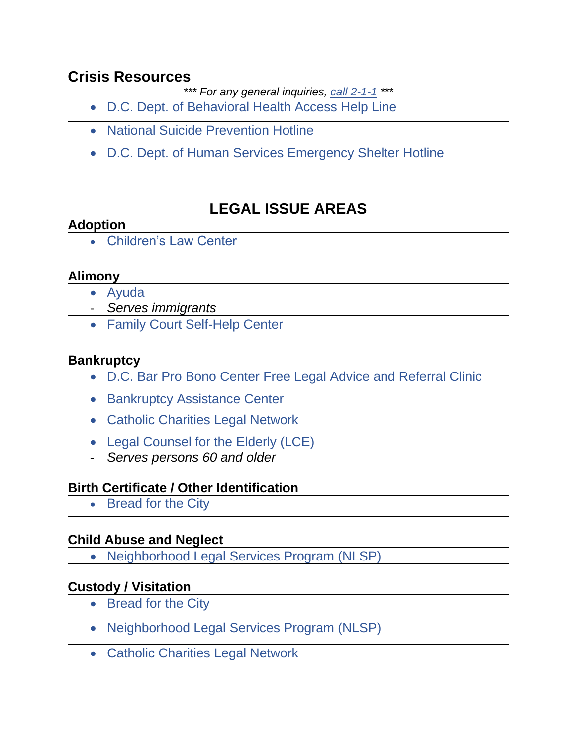## Crisis Resources

*\*\*\* For any general inquiries, call 2-1-1 \*\*\**

- D.C. Dept. of Behavioral Health Access Help Line
- National Suicide Prevention Hotline
- D.C. Dept. of Human Services Emergency Shelter Hotline

# LEGAL ISSUE AREAS

### Adoption

- Children's Law Center

### Alimony

- Ayuda
  - *Serves immigrants*
- Family Court Self-Help Center

### Bankruptcy

- D.C. Bar Pro Bono Center Free Legal Advice and Referral Clinic
- Bankruptcy Assistance Center
- Catholic Charities Legal Network
- Legal Counsel for the Elderly (LCE)
  - *Serves persons 60 and older*

### Birth Certificate / Other Identification

- Bread for the City

### Child Abuse and Neglect

- Neighborhood Legal Services Program (NLSP)

### Custody / Visitation

- Bread for the City
- Neighborhood Legal Services Program (NLSP)
- Catholic Charities Legal Network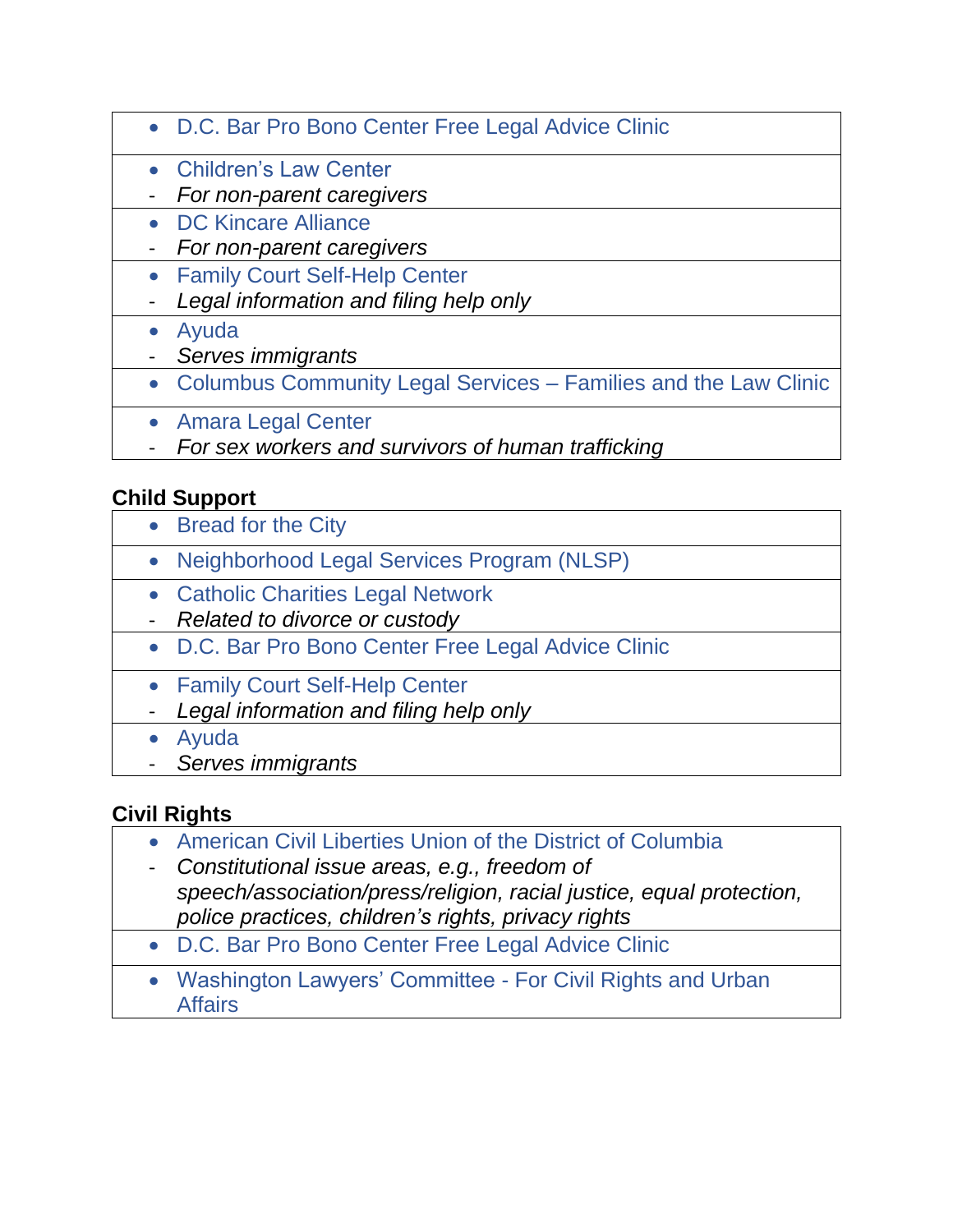- D.C. Bar Pro Bono Center Free Legal Advice Clinic

---

- Children's Law Center
  - *For non-parent caregivers*

---

- DC Kincare Alliance
  - *For non-parent caregivers*

---

- Family Court Self-Help Center
  - *Legal information and filing help only*

---

- Ayuda
  - *Serves immigrants*

---

- Columbus Community Legal Services – Families and the Law Clinic

---

- Amara Legal Center
  - *For sex workers and survivors of human trafficking*

## Child Support

- Bread for the City

---

- Neighborhood Legal Services Program (NLSP)

---

- Catholic Charities Legal Network
  - *Related to divorce or custody*

---

- D.C. Bar Pro Bono Center Free Legal Advice Clinic

---

- Family Court Self-Help Center
  - *Legal information and filing help only*

---

- Ayuda
  - *Serves immigrants*

## Civil Rights

- American Civil Liberties Union of the District of Columbia
  - *Constitutional issue areas, e.g., freedom of speech/association/press/religion, racial justice, equal protection, police practices, children's rights, privacy rights*

---

- D.C. Bar Pro Bono Center Free Legal Advice Clinic

---

- Washington Lawyers' Committee - For Civil Rights and Urban Affairs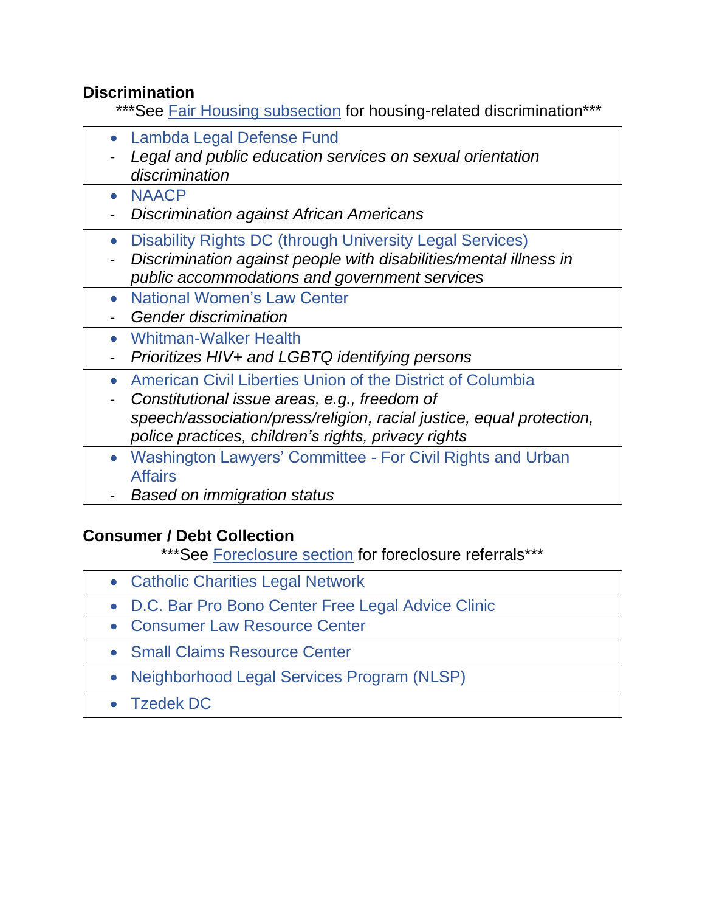**Discrimination**

***See Fair Housing subsection for housing-related discrimination***

- Lambda Legal Defense Fund
  - *Legal and public education services on sexual orientation discrimination*
- NAACP
  - *Discrimination against African Americans*
- Disability Rights DC (through University Legal Services)
  - *Discrimination against people with disabilities/mental illness in public accommodations and government services*
- National Women's Law Center
  - *Gender discrimination*
- Whitman-Walker Health
  - *Prioritizes HIV+ and LGBTQ identifying persons*
- American Civil Liberties Union of the District of Columbia
  - *Constitutional issue areas, e.g., freedom of speech/association/press/religion, racial justice, equal protection, police practices, children's rights, privacy rights*
- Washington Lawyers' Committee - For Civil Rights and Urban Affairs
  - *Based on immigration status*

**Consumer / Debt Collection**

***See Foreclosure section for foreclosure referrals***

- Catholic Charities Legal Network
- D.C. Bar Pro Bono Center Free Legal Advice Clinic
- Consumer Law Resource Center
- Small Claims Resource Center
- Neighborhood Legal Services Program (NLSP)
- Tzedek DC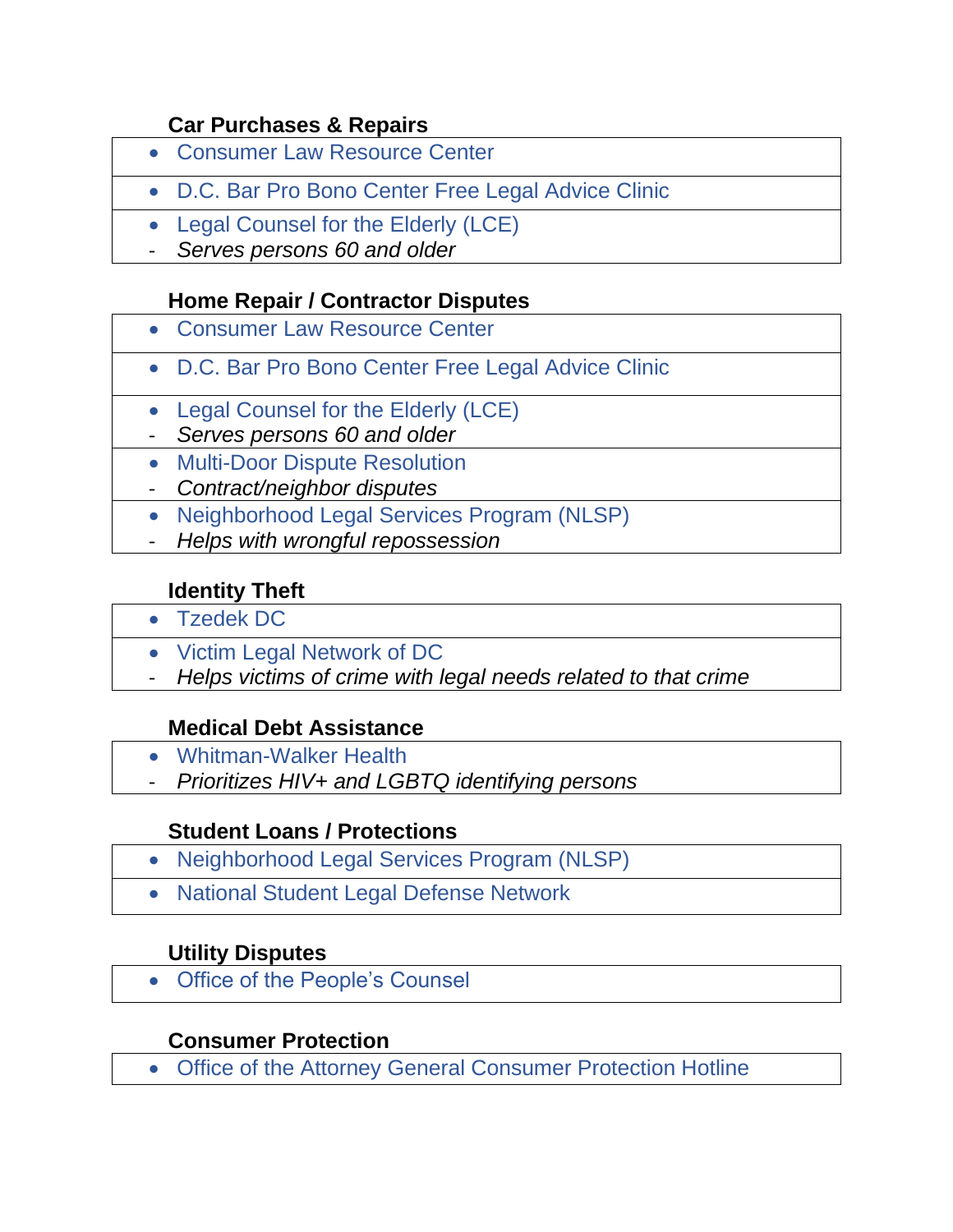**Car Purchases & Repairs**

- Consumer Law Resource Center
- D.C. Bar Pro Bono Center Free Legal Advice Clinic
- Legal Counsel for the Elderly (LCE)
  - *Serves persons 60 and older*

**Home Repair / Contractor Disputes**

- Consumer Law Resource Center
- D.C. Bar Pro Bono Center Free Legal Advice Clinic
- Legal Counsel for the Elderly (LCE)
  - *Serves persons 60 and older*
- Multi-Door Dispute Resolution
  - *Contract/neighbor disputes*
- Neighborhood Legal Services Program (NLSP)
  - *Helps with wrongful repossession*

**Identity Theft**

- Tzedek DC
- Victim Legal Network of DC
  - *Helps victims of crime with legal needs related to that crime*

**Medical Debt Assistance**

- Whitman-Walker Health
  - *Prioritizes HIV+ and LGBTQ identifying persons*

**Student Loans / Protections**

- Neighborhood Legal Services Program (NLSP)
- National Student Legal Defense Network

**Utility Disputes**

- Office of the People's Counsel

**Consumer Protection**

- Office of the Attorney General Consumer Protection Hotline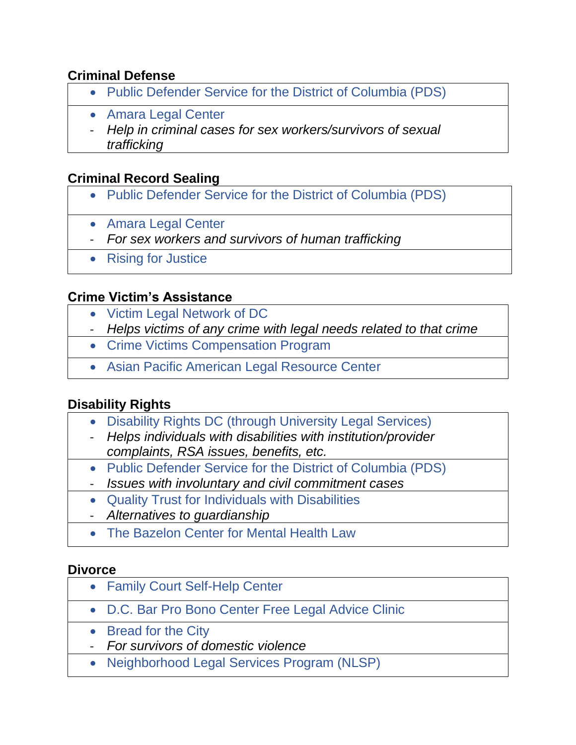**Criminal Defense**

- Public Defender Service for the District of Columbia (PDS)

- Amara Legal Center
  - *Help in criminal cases for sex workers/survivors of sexual trafficking*

**Criminal Record Sealing**

- Public Defender Service for the District of Columbia (PDS)

- Amara Legal Center
  - *For sex workers and survivors of human trafficking*

- Rising for Justice

**Crime Victim's Assistance**

- Victim Legal Network of DC
  - *Helps victims of any crime with legal needs related to that crime*

- Crime Victims Compensation Program

- Asian Pacific American Legal Resource Center

**Disability Rights**

- Disability Rights DC (through University Legal Services)
  - *Helps individuals with disabilities with institution/provider complaints, RSA issues, benefits, etc.*

- Public Defender Service for the District of Columbia (PDS)
  - *Issues with involuntary and civil commitment cases*

- Quality Trust for Individuals with Disabilities
  - *Alternatives to guardianship*

- The Bazelon Center for Mental Health Law

**Divorce**

- Family Court Self-Help Center

- D.C. Bar Pro Bono Center Free Legal Advice Clinic

- Bread for the City
  - *For survivors of domestic violence*

- Neighborhood Legal Services Program (NLSP)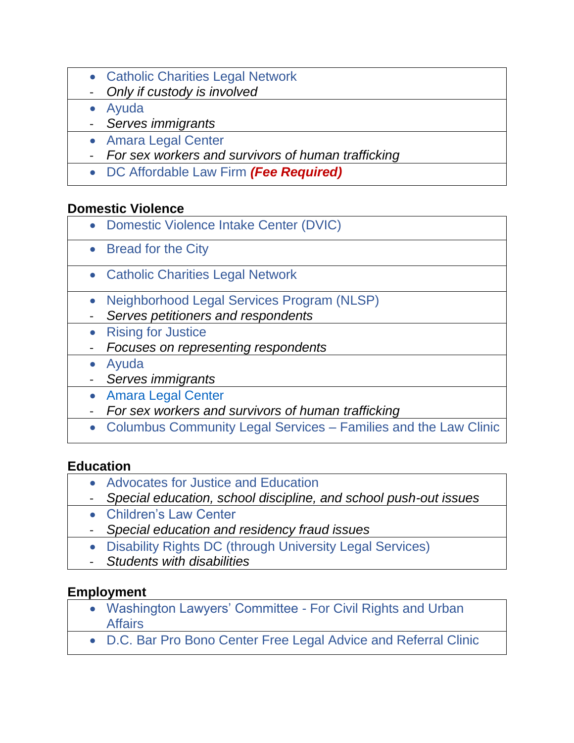- Catholic Charities Legal Network
  - *Only if custody is involved*
- Ayuda
  - *Serves immigrants*
- Amara Legal Center
  - *For sex workers and survivors of human trafficking*
- DC Affordable Law Firm ***(Fee Required)***

**Domestic Violence**

- Domestic Violence Intake Center (DVIC)
- Bread for the City
- Catholic Charities Legal Network
- Neighborhood Legal Services Program (NLSP)
  - *Serves petitioners and respondents*
- Rising for Justice
  - *Focuses on representing respondents*
- Ayuda
  - *Serves immigrants*
- Amara Legal Center
  - *For sex workers and survivors of human trafficking*
- Columbus Community Legal Services – Families and the Law Clinic

**Education**

- Advocates for Justice and Education
  - *Special education, school discipline, and school push-out issues*
- Children's Law Center
  - *Special education and residency fraud issues*
- Disability Rights DC (through University Legal Services)
  - *Students with disabilities*

**Employment**

- Washington Lawyers' Committee - For Civil Rights and Urban Affairs
- D.C. Bar Pro Bono Center Free Legal Advice and Referral Clinic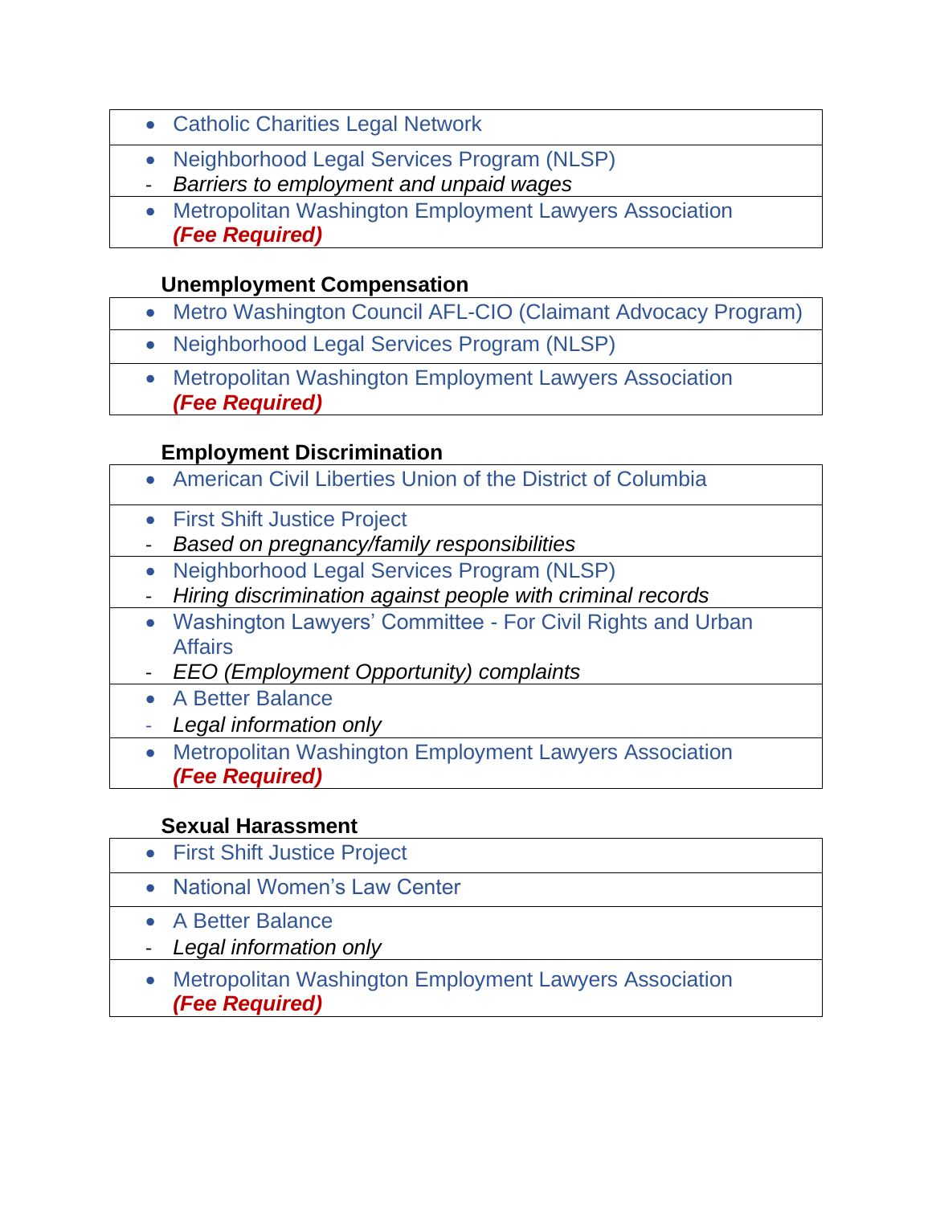- Catholic Charities Legal Network

- Neighborhood Legal Services Program (NLSP)
  - *Barriers to employment and unpaid wages*

- Metropolitan Washington Employment Lawyers Association
  ***(Fee Required)***

### Unemployment Compensation

- Metro Washington Council AFL-CIO (Claimant Advocacy Program)

- Neighborhood Legal Services Program (NLSP)

- Metropolitan Washington Employment Lawyers Association
  ***(Fee Required)***

### Employment Discrimination

- American Civil Liberties Union of the District of Columbia

- First Shift Justice Project
  - *Based on pregnancy/family responsibilities*

- Neighborhood Legal Services Program (NLSP)
  - *Hiring discrimination against people with criminal records*

- Washington Lawyers' Committee - For Civil Rights and Urban Affairs
  - *EEO (Employment Opportunity) complaints*

- A Better Balance
  - *Legal information only*

- Metropolitan Washington Employment Lawyers Association
  ***(Fee Required)***

### Sexual Harassment

- First Shift Justice Project

- National Women's Law Center

- A Better Balance
  - *Legal information only*

- Metropolitan Washington Employment Lawyers Association
  ***(Fee Required)***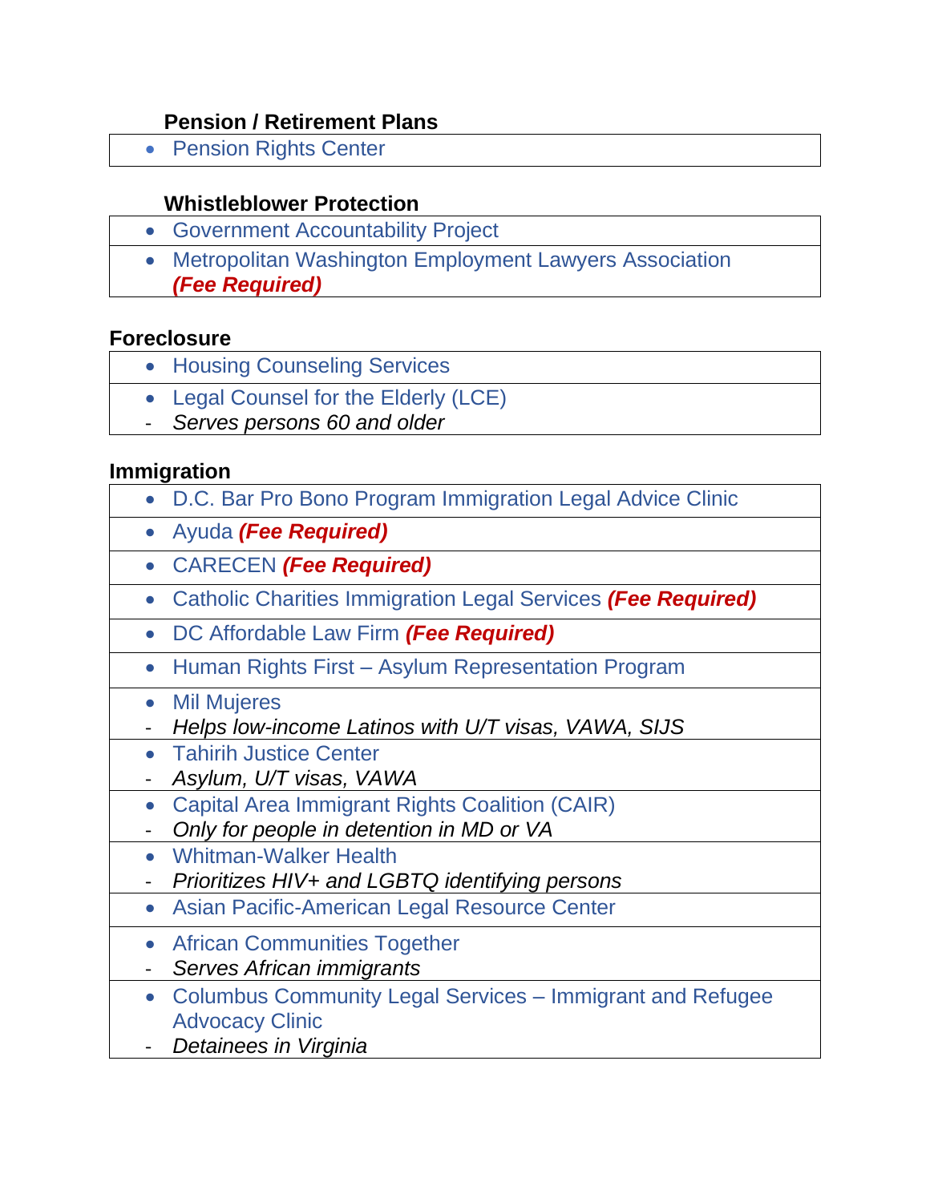### Pension / Retirement Plans

- Pension Rights Center

### Whistleblower Protection

- Government Accountability Project
- Metropolitan Washington Employment Lawyers Association ***(Fee Required)***

### Foreclosure

- Housing Counseling Services
- Legal Counsel for the Elderly (LCE)
  - *Serves persons 60 and older*

### Immigration

- D.C. Bar Pro Bono Program Immigration Legal Advice Clinic
- Ayuda ***(Fee Required)***
- CARECEN ***(Fee Required)***
- Catholic Charities Immigration Legal Services ***(Fee Required)***
- DC Affordable Law Firm ***(Fee Required)***
- Human Rights First – Asylum Representation Program
- Mil Mujeres
  - *Helps low-income Latinos with U/T visas, VAWA, SIJS*
- Tahirih Justice Center
  - *Asylum, U/T visas, VAWA*
- Capital Area Immigrant Rights Coalition (CAIR)
  - *Only for people in detention in MD or VA*
- Whitman-Walker Health
  - *Prioritizes HIV+ and LGBTQ identifying persons*
- Asian Pacific-American Legal Resource Center
- African Communities Together
  - *Serves African immigrants*
- Columbus Community Legal Services – Immigrant and Refugee Advocacy Clinic
  - *Detainees in Virginia*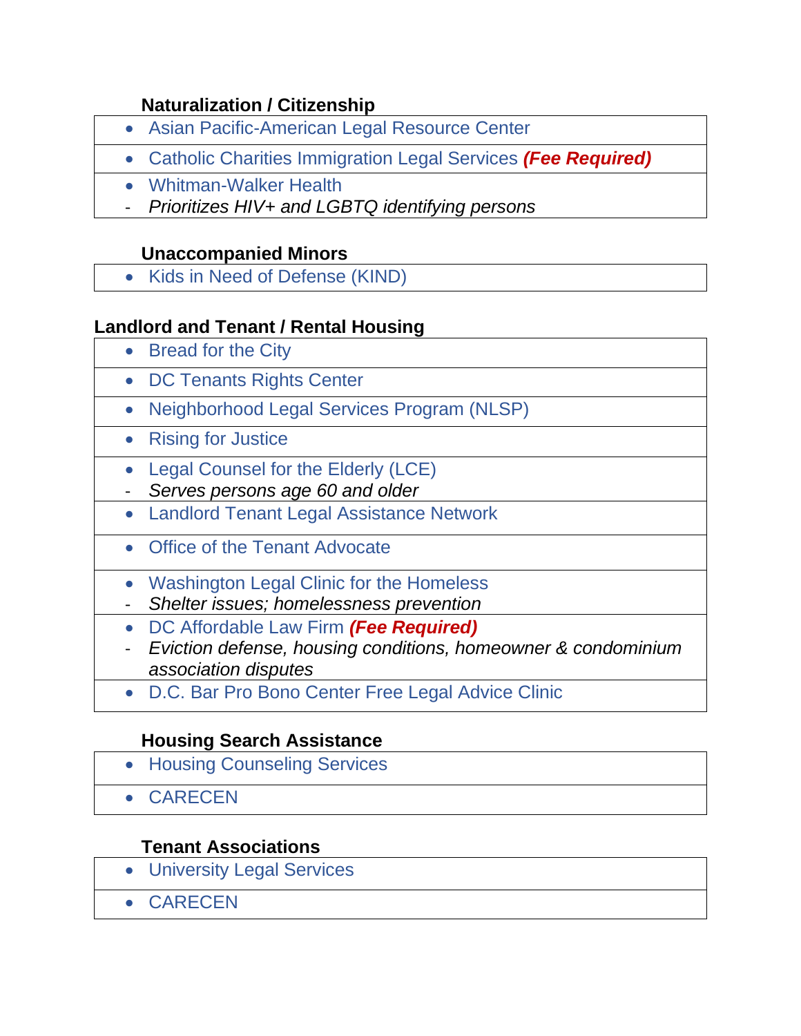### Naturalization / Citizenship

- Asian Pacific-American Legal Resource Center
- Catholic Charities Immigration Legal Services ***(Fee Required)***
- Whitman-Walker Health
  - *Prioritizes HIV+ and LGBTQ identifying persons*

### Unaccompanied Minors

- Kids in Need of Defense (KIND)

## Landlord and Tenant / Rental Housing

- Bread for the City
- DC Tenants Rights Center
- Neighborhood Legal Services Program (NLSP)
- Rising for Justice
- Legal Counsel for the Elderly (LCE)
  - *Serves persons age 60 and older*
- Landlord Tenant Legal Assistance Network
- Office of the Tenant Advocate
- Washington Legal Clinic for the Homeless
  - *Shelter issues; homelessness prevention*
- DC Affordable Law Firm ***(Fee Required)***
  - *Eviction defense, housing conditions, homeowner & condominium association disputes*
- D.C. Bar Pro Bono Center Free Legal Advice Clinic

### Housing Search Assistance

- Housing Counseling Services
- CARECEN

### Tenant Associations

- University Legal Services
- CARECEN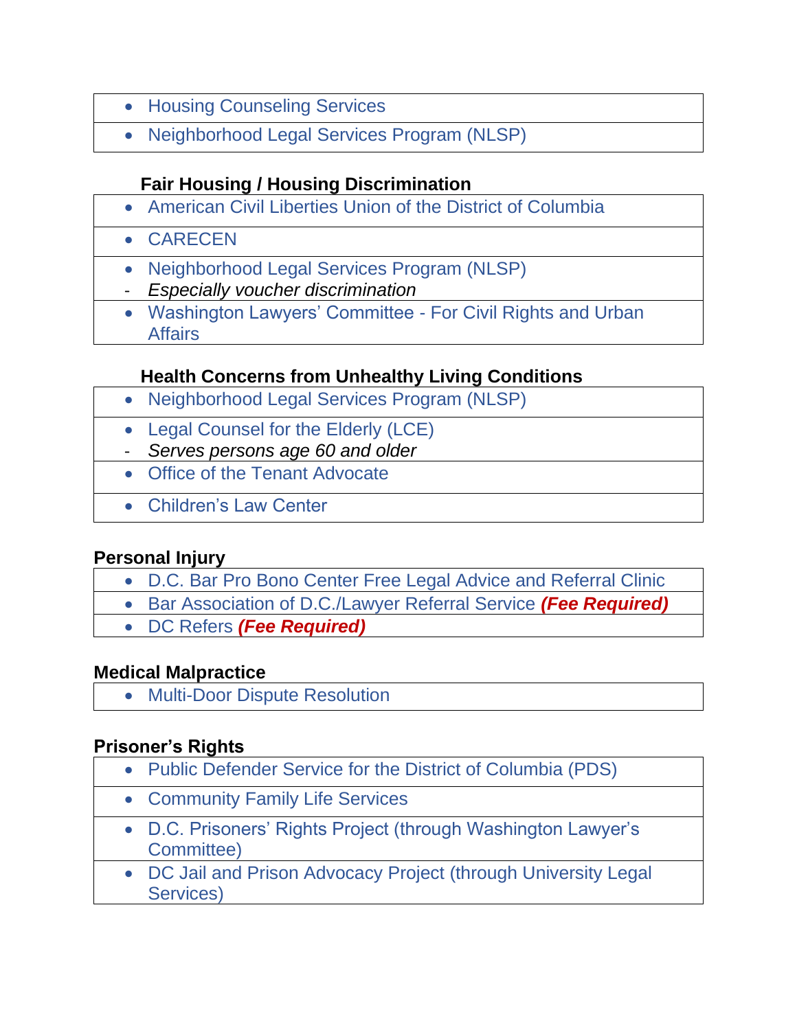- Housing Counseling Services
- Neighborhood Legal Services Program (NLSP)

### Fair Housing / Housing Discrimination

- American Civil Liberties Union of the District of Columbia
- CARECEN
- Neighborhood Legal Services Program (NLSP)
  - *Especially voucher discrimination*
- Washington Lawyers' Committee - For Civil Rights and Urban Affairs

### Health Concerns from Unhealthy Living Conditions

- Neighborhood Legal Services Program (NLSP)
- Legal Counsel for the Elderly (LCE)
  - *Serves persons age 60 and older*
- Office of the Tenant Advocate
- Children's Law Center

### Personal Injury

- D.C. Bar Pro Bono Center Free Legal Advice and Referral Clinic
- Bar Association of D.C./Lawyer Referral Service ***(Fee Required)***
- DC Refers ***(Fee Required)***

### Medical Malpractice

- Multi-Door Dispute Resolution

### Prisoner's Rights

- Public Defender Service for the District of Columbia (PDS)
- Community Family Life Services
- D.C. Prisoners' Rights Project (through Washington Lawyer's Committee)
- DC Jail and Prison Advocacy Project (through University Legal Services)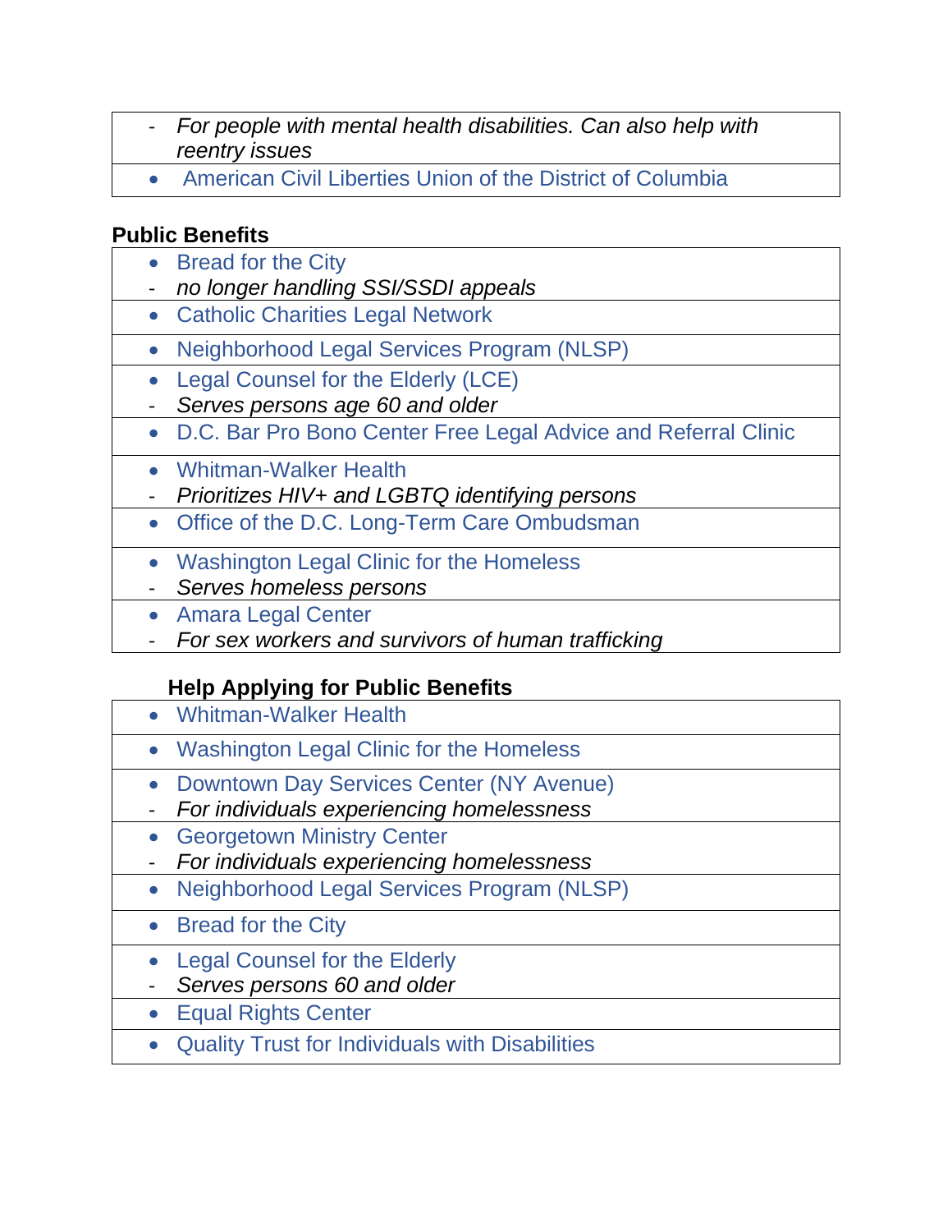| - *For people with mental health disabilities. Can also help with reentry issues* |
| --- |
| • American Civil Liberties Union of the District of Columbia |

**Public Benefits**

| • Bread for the City<br>- *no longer handling SSI/SSDI appeals* |
| --- |
| • Catholic Charities Legal Network |
| • Neighborhood Legal Services Program (NLSP) |
| • Legal Counsel for the Elderly (LCE)<br>- *Serves persons age 60 and older* |
| • D.C. Bar Pro Bono Center Free Legal Advice and Referral Clinic |
| • Whitman-Walker Health<br>- *Prioritizes HIV+ and LGBTQ identifying persons* |
| • Office of the D.C. Long-Term Care Ombudsman |
| • Washington Legal Clinic for the Homeless<br>- *Serves homeless persons* |
| • Amara Legal Center<br>- *For sex workers and survivors of human trafficking* |

**Help Applying for Public Benefits**

| • Whitman-Walker Health |
| --- |
| • Washington Legal Clinic for the Homeless |
| • Downtown Day Services Center (NY Avenue)<br>- *For individuals experiencing homelessness* |
| • Georgetown Ministry Center<br>- *For individuals experiencing homelessness* |
| • Neighborhood Legal Services Program (NLSP) |
| • Bread for the City |
| • Legal Counsel for the Elderly<br>- *Serves persons 60 and older* |
| • Equal Rights Center |
| • Quality Trust for Individuals with Disabilities |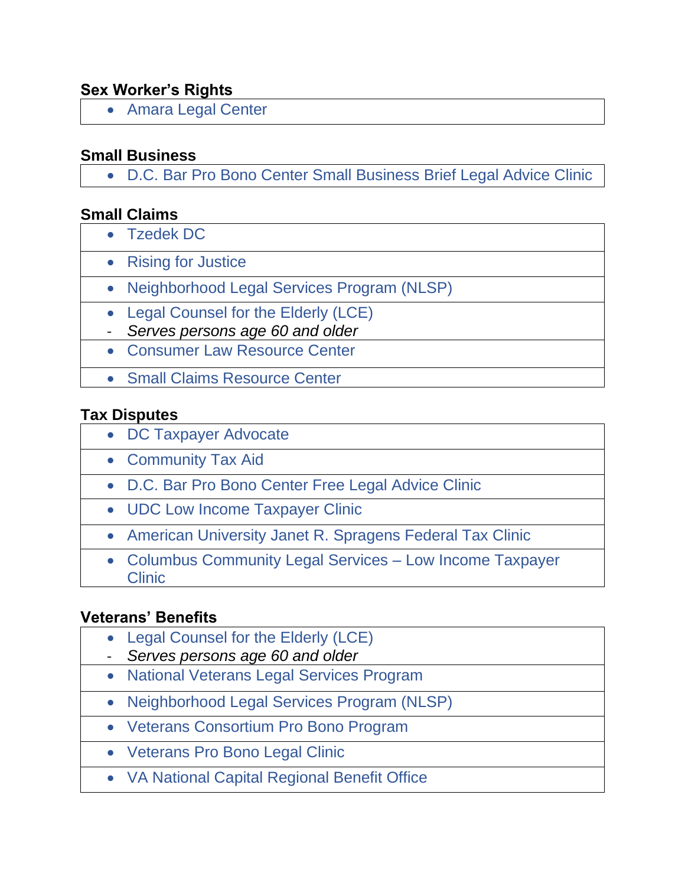**Sex Worker's Rights**

- Amara Legal Center

**Small Business**

- D.C. Bar Pro Bono Center Small Business Brief Legal Advice Clinic

**Small Claims**

- Tzedek DC
- Rising for Justice
- Neighborhood Legal Services Program (NLSP)
- Legal Counsel for the Elderly (LCE)
  - *Serves persons age 60 and older*
- Consumer Law Resource Center
- Small Claims Resource Center

**Tax Disputes**

- DC Taxpayer Advocate
- Community Tax Aid
- D.C. Bar Pro Bono Center Free Legal Advice Clinic
- UDC Low Income Taxpayer Clinic
- American University Janet R. Spragens Federal Tax Clinic
- Columbus Community Legal Services – Low Income Taxpayer Clinic

**Veterans' Benefits**

- Legal Counsel for the Elderly (LCE)
  - *Serves persons age 60 and older*
- National Veterans Legal Services Program
- Neighborhood Legal Services Program (NLSP)
- Veterans Consortium Pro Bono Program
- Veterans Pro Bono Legal Clinic
- VA National Capital Regional Benefit Office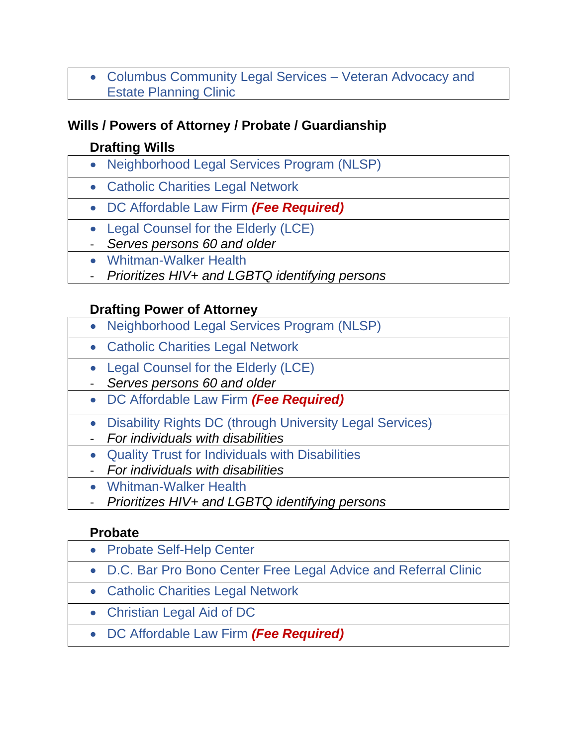- Columbus Community Legal Services – Veteran Advocacy and Estate Planning Clinic

## Wills / Powers of Attorney / Probate / Guardianship

### Drafting Wills

- Neighborhood Legal Services Program (NLSP)
- Catholic Charities Legal Network
- DC Affordable Law Firm ***(Fee Required)***
- Legal Counsel for the Elderly (LCE)
  - *Serves persons 60 and older*
- Whitman-Walker Health
  - *Prioritizes HIV+ and LGBTQ identifying persons*

### Drafting Power of Attorney

- Neighborhood Legal Services Program (NLSP)
- Catholic Charities Legal Network
- Legal Counsel for the Elderly (LCE)
  - *Serves persons 60 and older*
- DC Affordable Law Firm ***(Fee Required)***
- Disability Rights DC (through University Legal Services)
  - *For individuals with disabilities*
- Quality Trust for Individuals with Disabilities
  - *For individuals with disabilities*
- Whitman-Walker Health
  - *Prioritizes HIV+ and LGBTQ identifying persons*

### Probate

- Probate Self-Help Center
- D.C. Bar Pro Bono Center Free Legal Advice and Referral Clinic
- Catholic Charities Legal Network
- Christian Legal Aid of DC
- DC Affordable Law Firm ***(Fee Required)***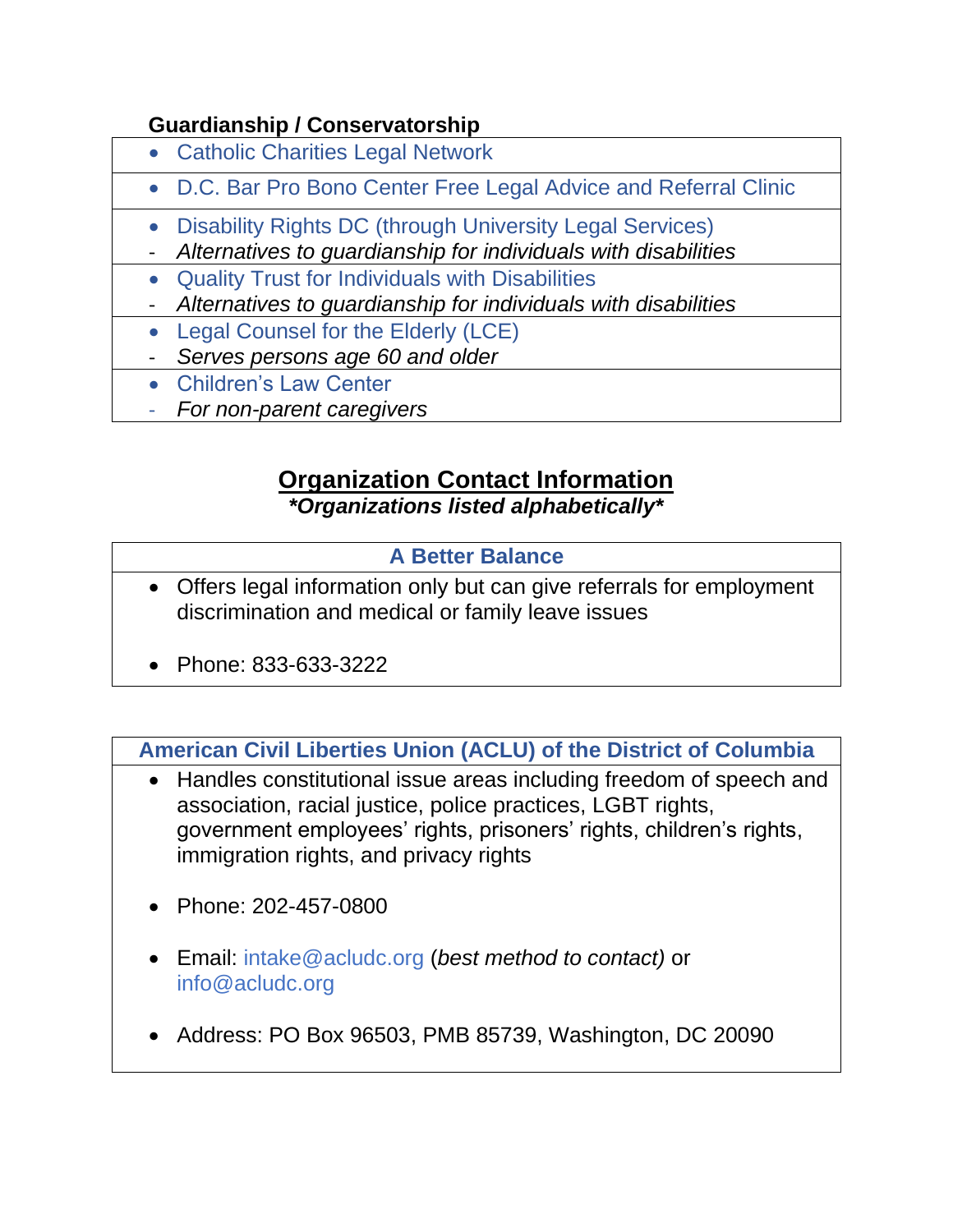**Guardianship / Conservatorship**

- Catholic Charities Legal Network
- D.C. Bar Pro Bono Center Free Legal Advice and Referral Clinic
- Disability Rights DC (through University Legal Services)
  - *Alternatives to guardianship for individuals with disabilities*
- Quality Trust for Individuals with Disabilities
  - *Alternatives to guardianship for individuals with disabilities*
- Legal Counsel for the Elderly (LCE)
  - *Serves persons age 60 and older*
- Children's Law Center
  - *For non-parent caregivers*

## Organization Contact Information

***Organizations listed alphabetically***

### A Better Balance

- Offers legal information only but can give referrals for employment discrimination and medical or family leave issues
- Phone: 833-633-3222

### American Civil Liberties Union (ACLU) of the District of Columbia

- Handles constitutional issue areas including freedom of speech and association, racial justice, police practices, LGBT rights, government employees' rights, prisoners' rights, children's rights, immigration rights, and privacy rights
- Phone: 202-457-0800
- Email: intake@acludc.org (*best method to contact)* or info@acludc.org
- Address: PO Box 96503, PMB 85739, Washington, DC 20090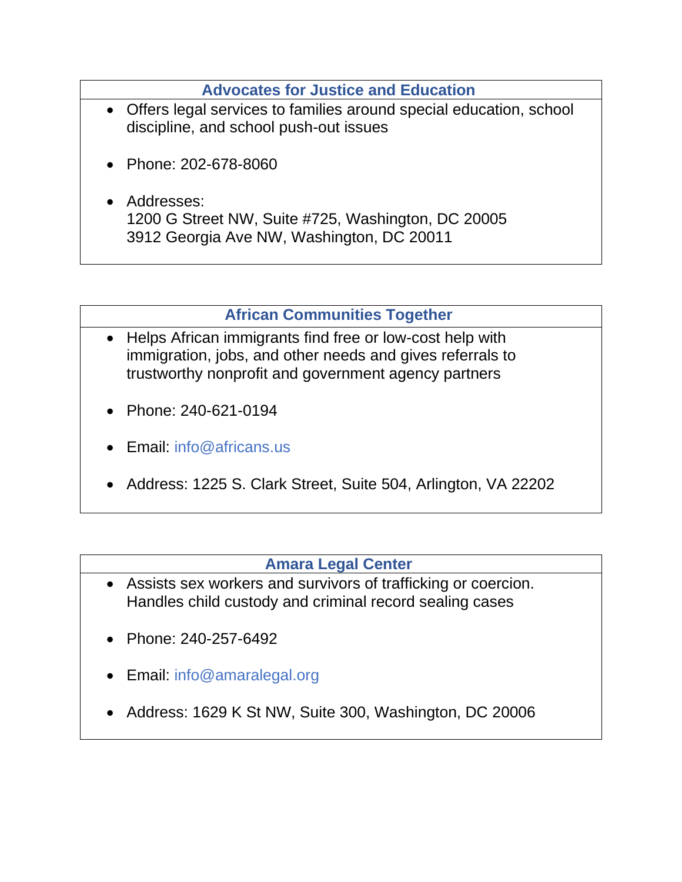### Advocates for Justice and Education

- Offers legal services to families around special education, school discipline, and school push-out issues
- Phone: 202-678-8060
- Addresses:
  1200 G Street NW, Suite #725, Washington, DC 20005
  3912 Georgia Ave NW, Washington, DC 20011

### African Communities Together

- Helps African immigrants find free or low-cost help with immigration, jobs, and other needs and gives referrals to trustworthy nonprofit and government agency partners
- Phone: 240-621-0194
- Email: info@africans.us
- Address: 1225 S. Clark Street, Suite 504, Arlington, VA 22202

### Amara Legal Center

- Assists sex workers and survivors of trafficking or coercion. Handles child custody and criminal record sealing cases
- Phone: 240-257-6492
- Email: info@amaralegal.org
- Address: 1629 K St NW, Suite 300, Washington, DC 20006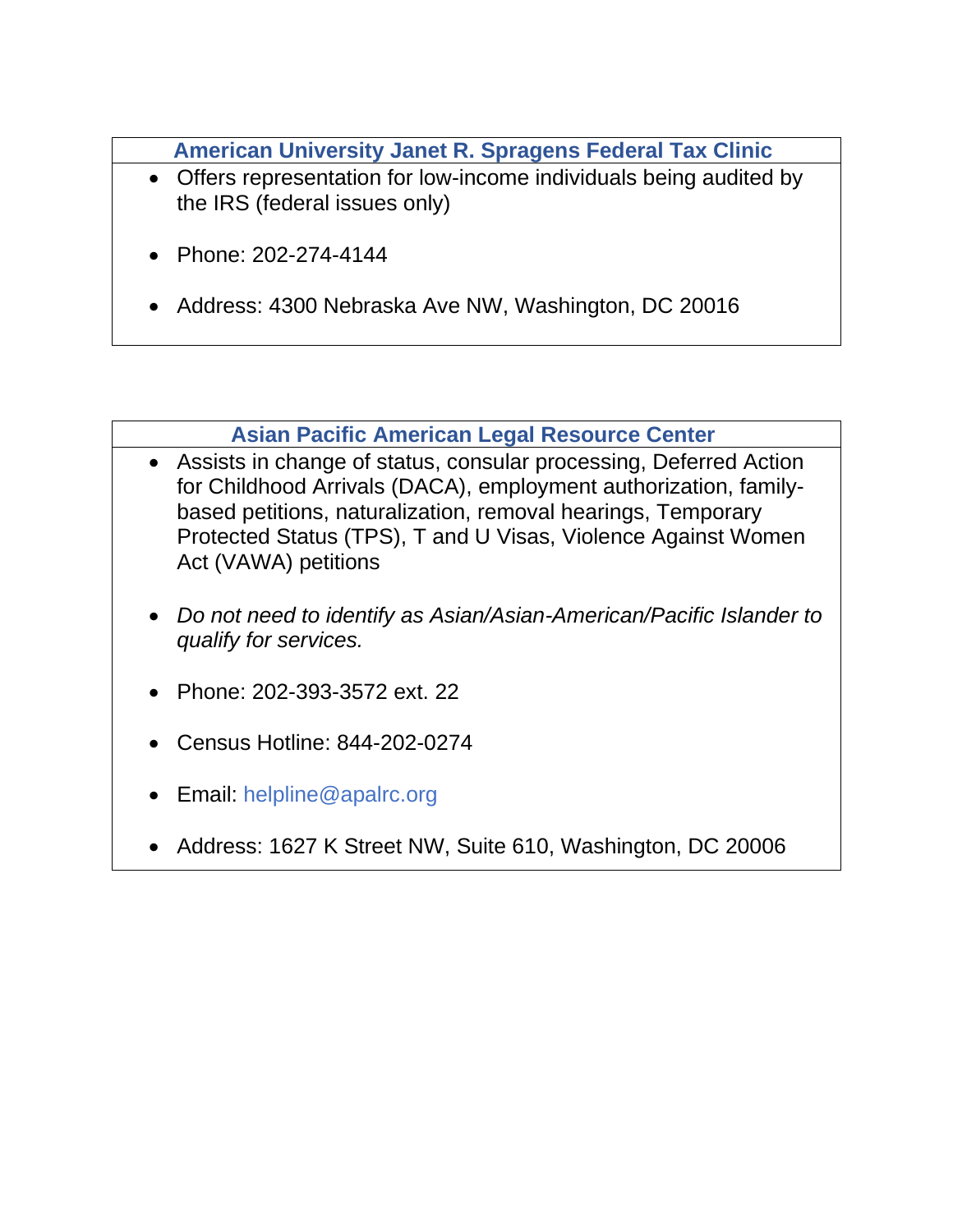### American University Janet R. Spragens Federal Tax Clinic

- Offers representation for low-income individuals being audited by the IRS (federal issues only)
- Phone: 202-274-4144
- Address: 4300 Nebraska Ave NW, Washington, DC 20016

### Asian Pacific American Legal Resource Center

- Assists in change of status, consular processing, Deferred Action for Childhood Arrivals (DACA), employment authorization, family-based petitions, naturalization, removal hearings, Temporary Protected Status (TPS), T and U Visas, Violence Against Women Act (VAWA) petitions
- *Do not need to identify as Asian/Asian-American/Pacific Islander to qualify for services.*
- Phone: 202-393-3572 ext. 22
- Census Hotline: 844-202-0274
- Email: helpline@apalrc.org
- Address: 1627 K Street NW, Suite 610, Washington, DC 20006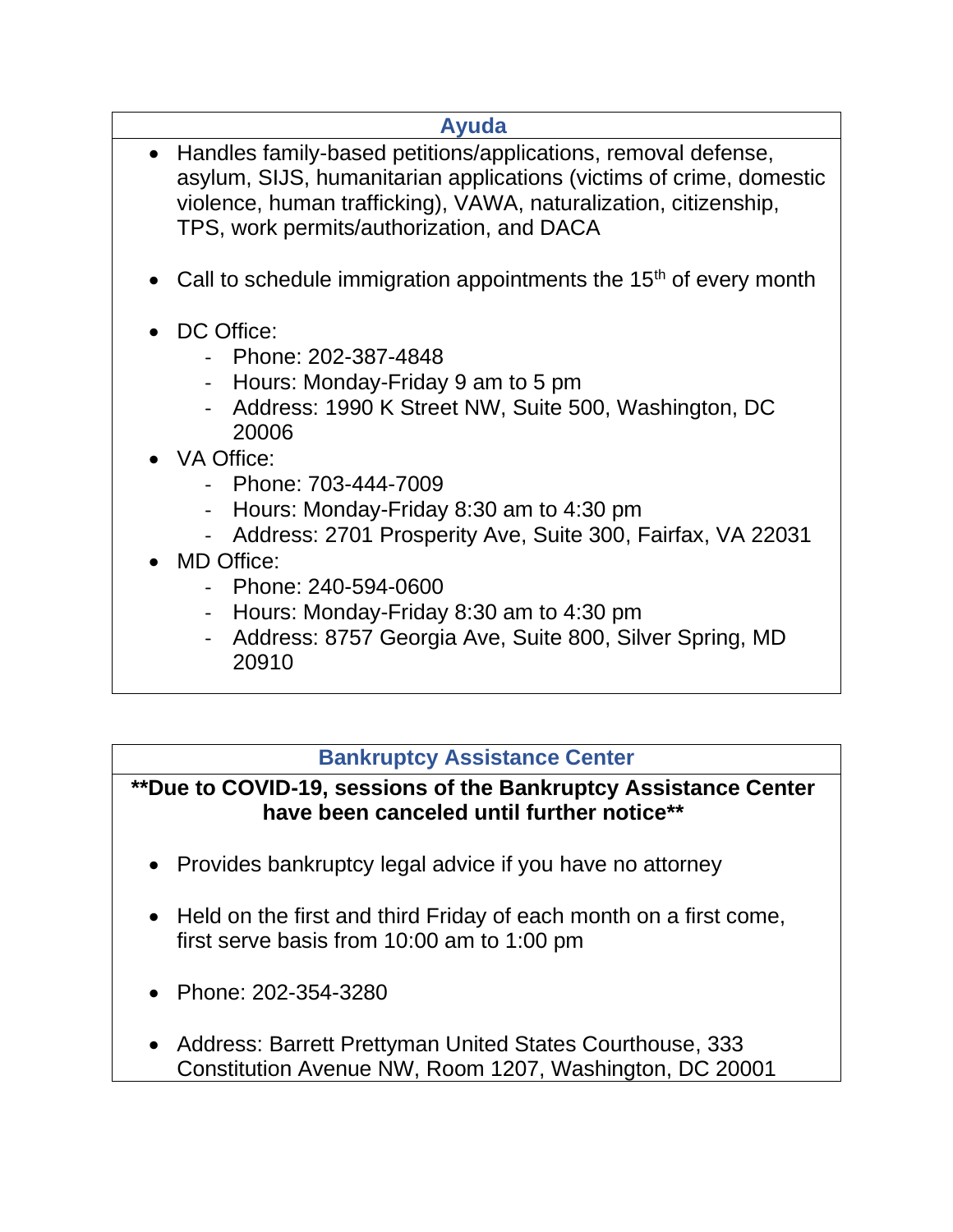## Ayuda

- Handles family-based petitions/applications, removal defense, asylum, SIJS, humanitarian applications (victims of crime, domestic violence, human trafficking), VAWA, naturalization, citizenship, TPS, work permits/authorization, and DACA

- Call to schedule immigration appointments the 15th of every month

- DC Office:
  - Phone: 202-387-4848
  - Hours: Monday-Friday 9 am to 5 pm
  - Address: 1990 K Street NW, Suite 500, Washington, DC 20006
- VA Office:
  - Phone: 703-444-7009
  - Hours: Monday-Friday 8:30 am to 4:30 pm
  - Address: 2701 Prosperity Ave, Suite 300, Fairfax, VA 22031
- MD Office:
  - Phone: 240-594-0600
  - Hours: Monday-Friday 8:30 am to 4:30 pm
  - Address: 8757 Georgia Ave, Suite 800, Silver Spring, MD 20910

## Bankruptcy Assistance Center

**\*\*Due to COVID-19, sessions of the Bankruptcy Assistance Center have been canceled until further notice\*\***

- Provides bankruptcy legal advice if you have no attorney

- Held on the first and third Friday of each month on a first come, first serve basis from 10:00 am to 1:00 pm

- Phone: 202-354-3280

- Address: Barrett Prettyman United States Courthouse, 333 Constitution Avenue NW, Room 1207, Washington, DC 20001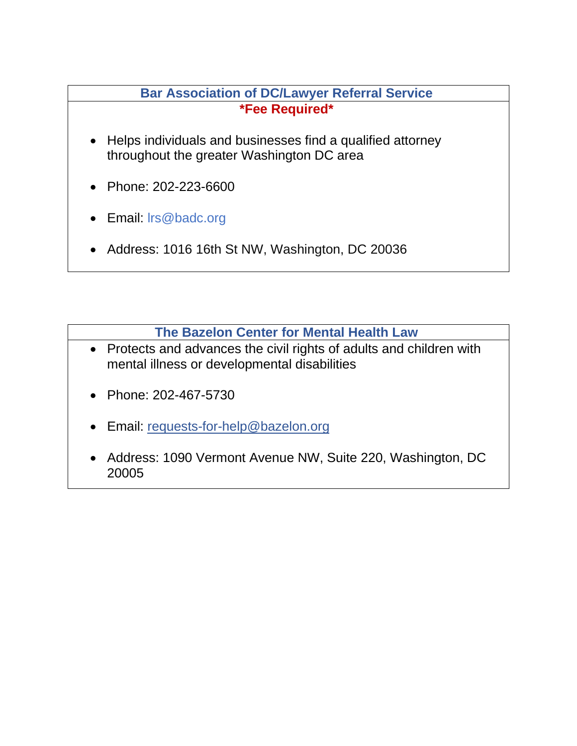### Bar Association of DC/Lawyer Referral Service

**\*Fee Required\***

- Helps individuals and businesses find a qualified attorney throughout the greater Washington DC area
- Phone: 202-223-6600
- Email: lrs@badc.org
- Address: 1016 16th St NW, Washington, DC 20036

### The Bazelon Center for Mental Health Law

- Protects and advances the civil rights of adults and children with mental illness or developmental disabilities
- Phone: 202-467-5730
- Email: requests-for-help@bazelon.org
- Address: 1090 Vermont Avenue NW, Suite 220, Washington, DC 20005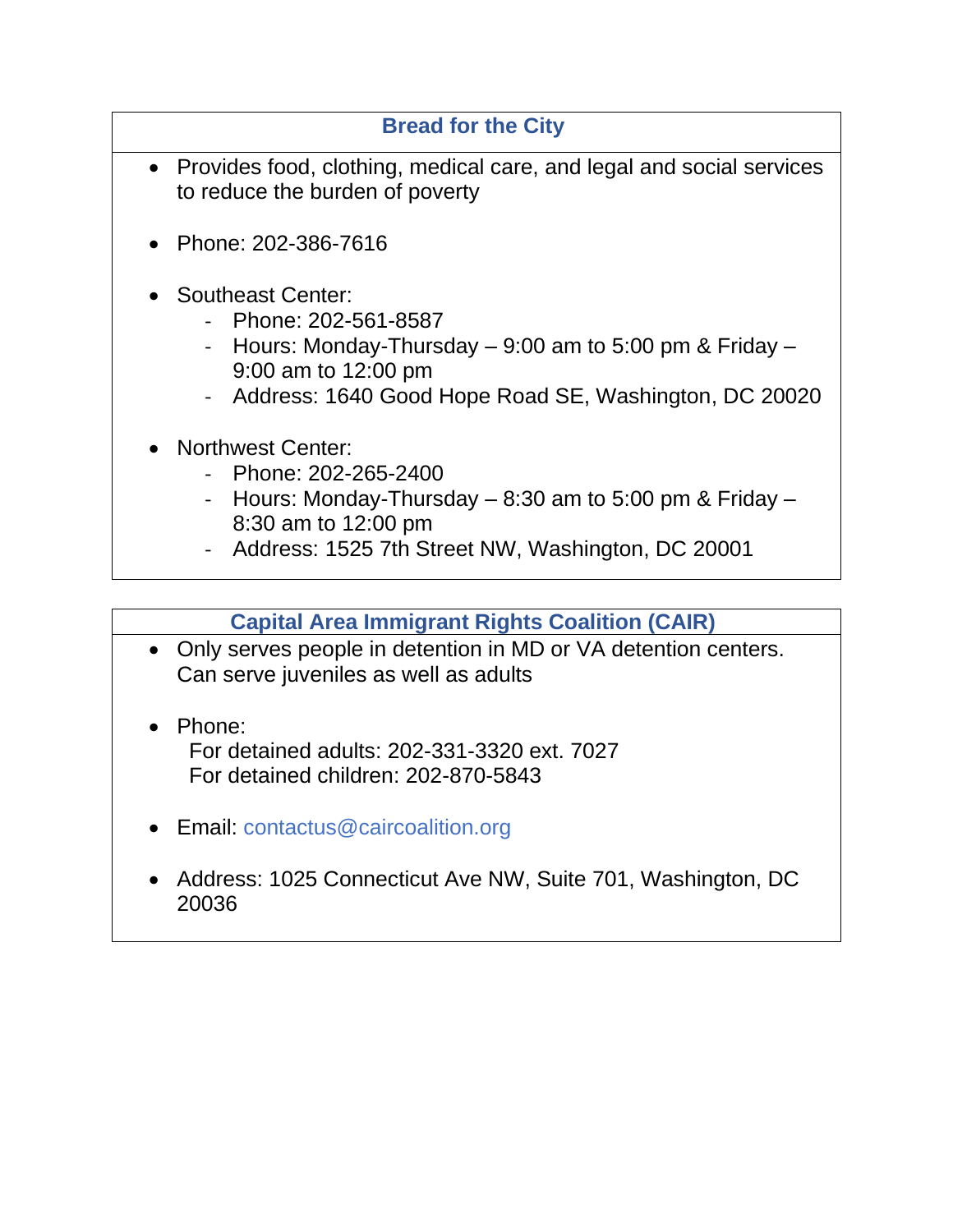### Bread for the City

- Provides food, clothing, medical care, and legal and social services to reduce the burden of poverty

- Phone: 202-386-7616

- Southeast Center:
  - Phone: 202-561-8587
  - Hours: Monday-Thursday – 9:00 am to 5:00 pm & Friday – 9:00 am to 12:00 pm
  - Address: 1640 Good Hope Road SE, Washington, DC 20020

- Northwest Center:
  - Phone: 202-265-2400
  - Hours: Monday-Thursday – 8:30 am to 5:00 pm & Friday – 8:30 am to 12:00 pm
  - Address: 1525 7th Street NW, Washington, DC 20001

### Capital Area Immigrant Rights Coalition (CAIR)

- Only serves people in detention in MD or VA detention centers. Can serve juveniles as well as adults

- Phone:
  For detained adults: 202-331-3320 ext. 7027
  For detained children: 202-870-5843

- Email: contactus@caircoalition.org

- Address: 1025 Connecticut Ave NW, Suite 701, Washington, DC 20036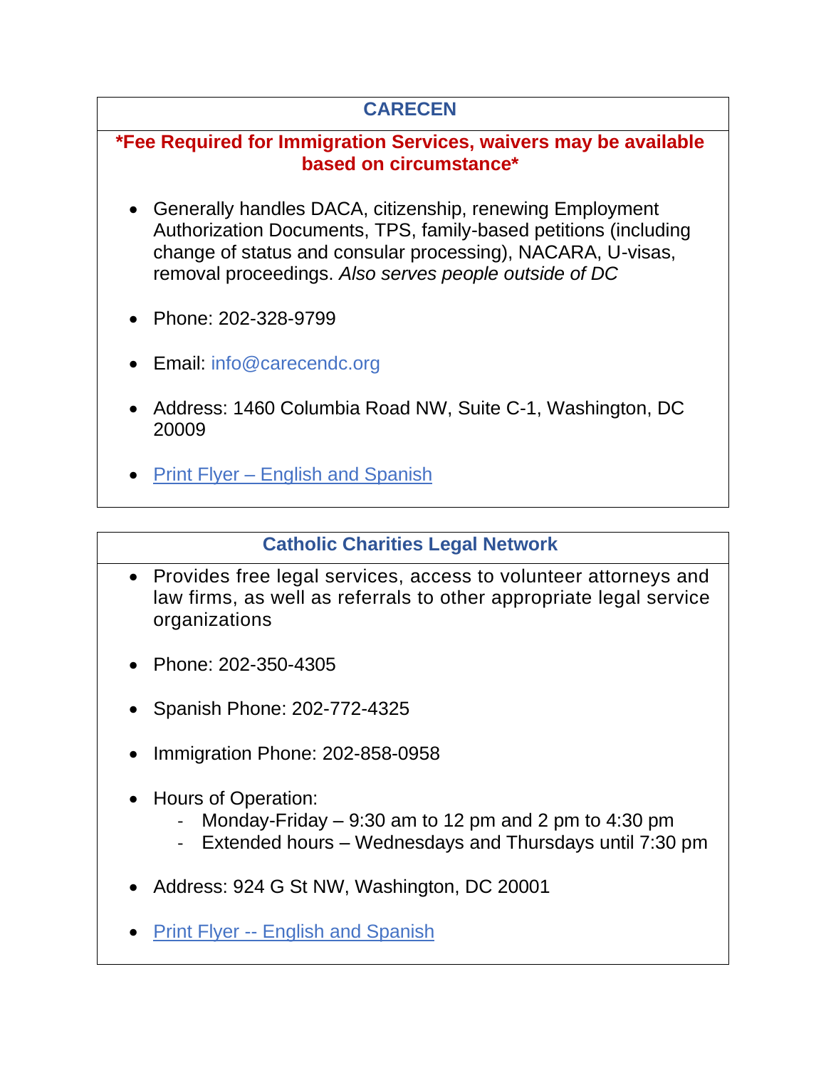## CARECEN

**\*Fee Required for Immigration Services, waivers may be available based on circumstance\***

- Generally handles DACA, citizenship, renewing Employment Authorization Documents, TPS, family-based petitions (including change of status and consular processing), NACARA, U-visas, removal proceedings. *Also serves people outside of DC*
- Phone: 202-328-9799
- Email: info@carecendc.org
- Address: 1460 Columbia Road NW, Suite C-1, Washington, DC 20009
- Print Flyer – English and Spanish

## Catholic Charities Legal Network

- Provides free legal services, access to volunteer attorneys and law firms, as well as referrals to other appropriate legal service organizations
- Phone: 202-350-4305
- Spanish Phone: 202-772-4325
- Immigration Phone: 202-858-0958
- Hours of Operation:
  - Monday-Friday – 9:30 am to 12 pm and 2 pm to 4:30 pm
  - Extended hours – Wednesdays and Thursdays until 7:30 pm
- Address: 924 G St NW, Washington, DC 20001
- Print Flyer -- English and Spanish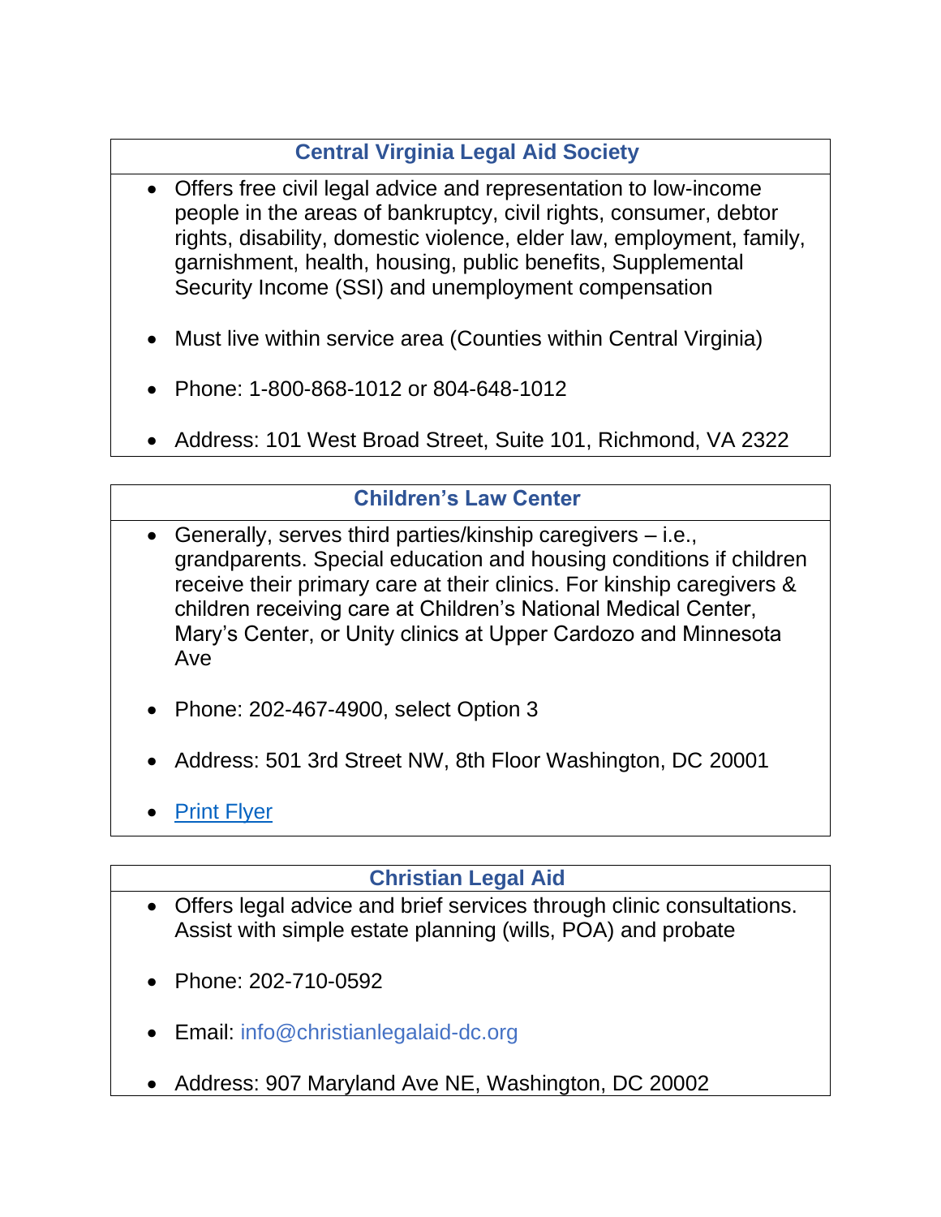### Central Virginia Legal Aid Society

- Offers free civil legal advice and representation to low-income people in the areas of bankruptcy, civil rights, consumer, debtor rights, disability, domestic violence, elder law, employment, family, garnishment, health, housing, public benefits, Supplemental Security Income (SSI) and unemployment compensation
- Must live within service area (Counties within Central Virginia)
- Phone: 1-800-868-1012 or 804-648-1012
- Address: 101 West Broad Street, Suite 101, Richmond, VA 2322

### Children's Law Center

- Generally, serves third parties/kinship caregivers – i.e., grandparents. Special education and housing conditions if children receive their primary care at their clinics. For kinship caregivers & children receiving care at Children's National Medical Center, Mary's Center, or Unity clinics at Upper Cardozo and Minnesota Ave
- Phone: 202-467-4900, select Option 3
- Address: 501 3rd Street NW, 8th Floor Washington, DC 20001
- Print Flyer

### Christian Legal Aid

- Offers legal advice and brief services through clinic consultations. Assist with simple estate planning (wills, POA) and probate
- Phone: 202-710-0592
- Email: info@christianlegalaid-dc.org
- Address: 907 Maryland Ave NE, Washington, DC 20002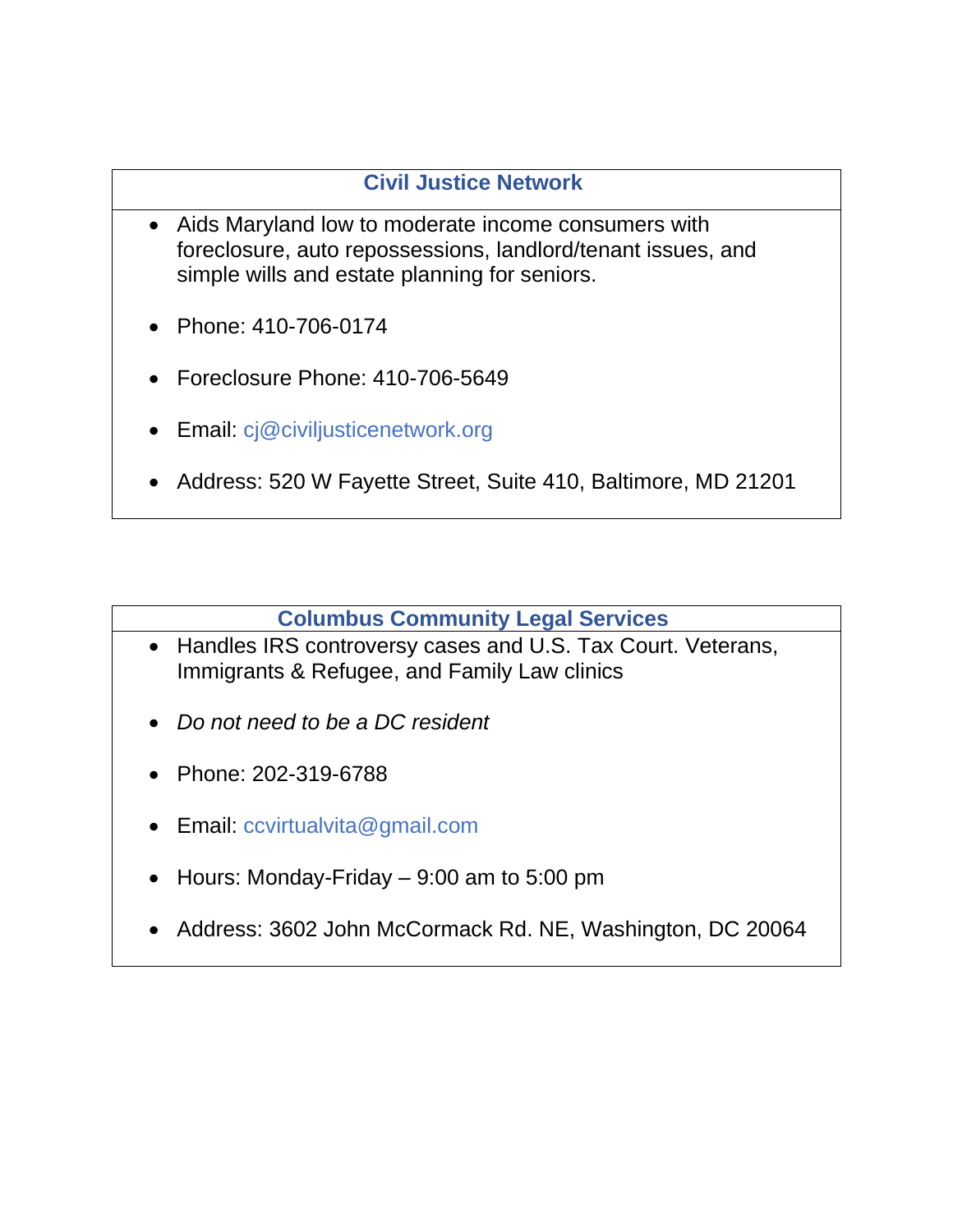## Civil Justice Network

- Aids Maryland low to moderate income consumers with foreclosure, auto repossessions, landlord/tenant issues, and simple wills and estate planning for seniors.
- Phone: 410-706-0174
- Foreclosure Phone: 410-706-5649
- Email: cj@civiljusticenetwork.org
- Address: 520 W Fayette Street, Suite 410, Baltimore, MD 21201

## Columbus Community Legal Services

- Handles IRS controversy cases and U.S. Tax Court. Veterans, Immigrants & Refugee, and Family Law clinics
- *Do not need to be a DC resident*
- Phone: 202-319-6788
- Email: ccvirtualvita@gmail.com
- Hours: Monday-Friday – 9:00 am to 5:00 pm
- Address: 3602 John McCormack Rd. NE, Washington, DC 20064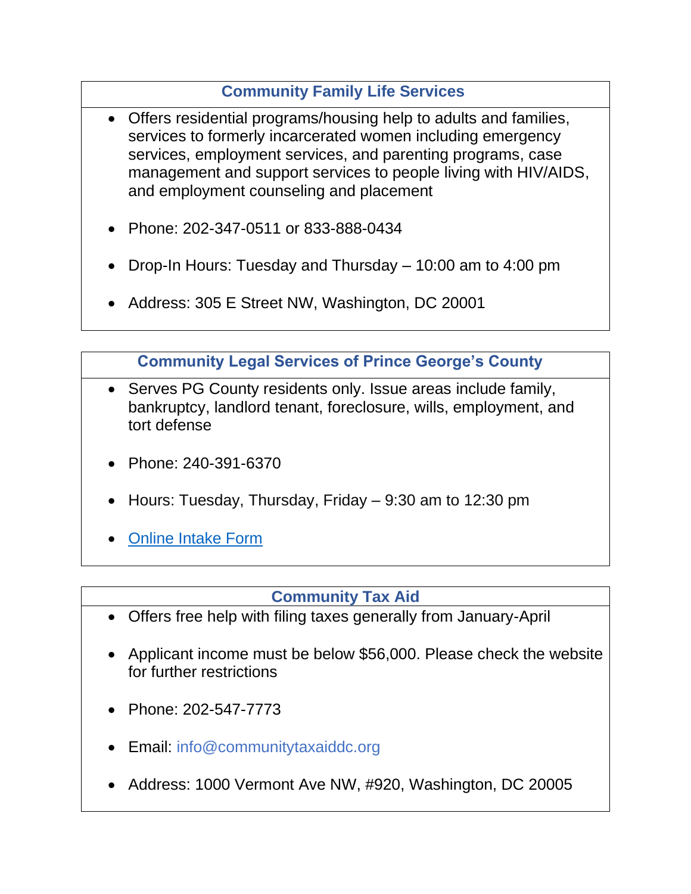### Community Family Life Services

- Offers residential programs/housing help to adults and families, services to formerly incarcerated women including emergency services, employment services, and parenting programs, case management and support services to people living with HIV/AIDS, and employment counseling and placement
- Phone: 202-347-0511 or 833-888-0434
- Drop-In Hours: Tuesday and Thursday – 10:00 am to 4:00 pm
- Address: 305 E Street NW, Washington, DC 20001

### Community Legal Services of Prince George's County

- Serves PG County residents only. Issue areas include family, bankruptcy, landlord tenant, foreclosure, wills, employment, and tort defense
- Phone: 240-391-6370
- Hours: Tuesday, Thursday, Friday – 9:30 am to 12:30 pm
- Online Intake Form

### Community Tax Aid

- Offers free help with filing taxes generally from January-April
- Applicant income must be below $56,000. Please check the website for further restrictions
- Phone: 202-547-7773
- Email: info@communitytaxaiddc.org
- Address: 1000 Vermont Ave NW, #920, Washington, DC 20005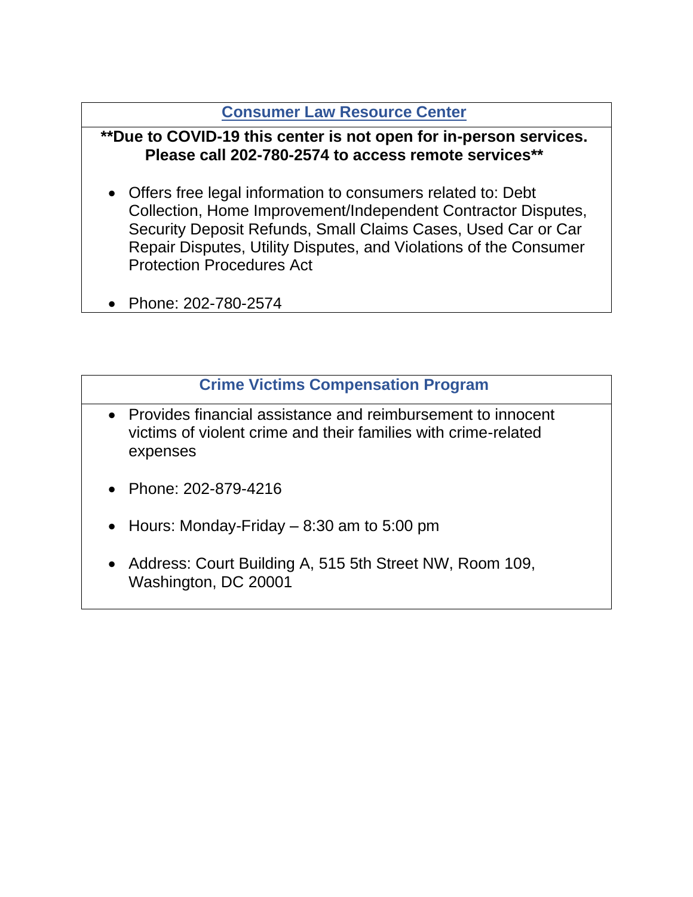## Consumer Law Resource Center

**\*\*Due to COVID-19 this center is not open for in-person services. Please call 202-780-2574 to access remote services\*\***

- Offers free legal information to consumers related to: Debt Collection, Home Improvement/Independent Contractor Disputes, Security Deposit Refunds, Small Claims Cases, Used Car or Car Repair Disputes, Utility Disputes, and Violations of the Consumer Protection Procedures Act
- Phone: 202-780-2574

## Crime Victims Compensation Program

- Provides financial assistance and reimbursement to innocent victims of violent crime and their families with crime-related expenses
- Phone: 202-879-4216
- Hours: Monday-Friday – 8:30 am to 5:00 pm
- Address: Court Building A, 515 5th Street NW, Room 109, Washington, DC 20001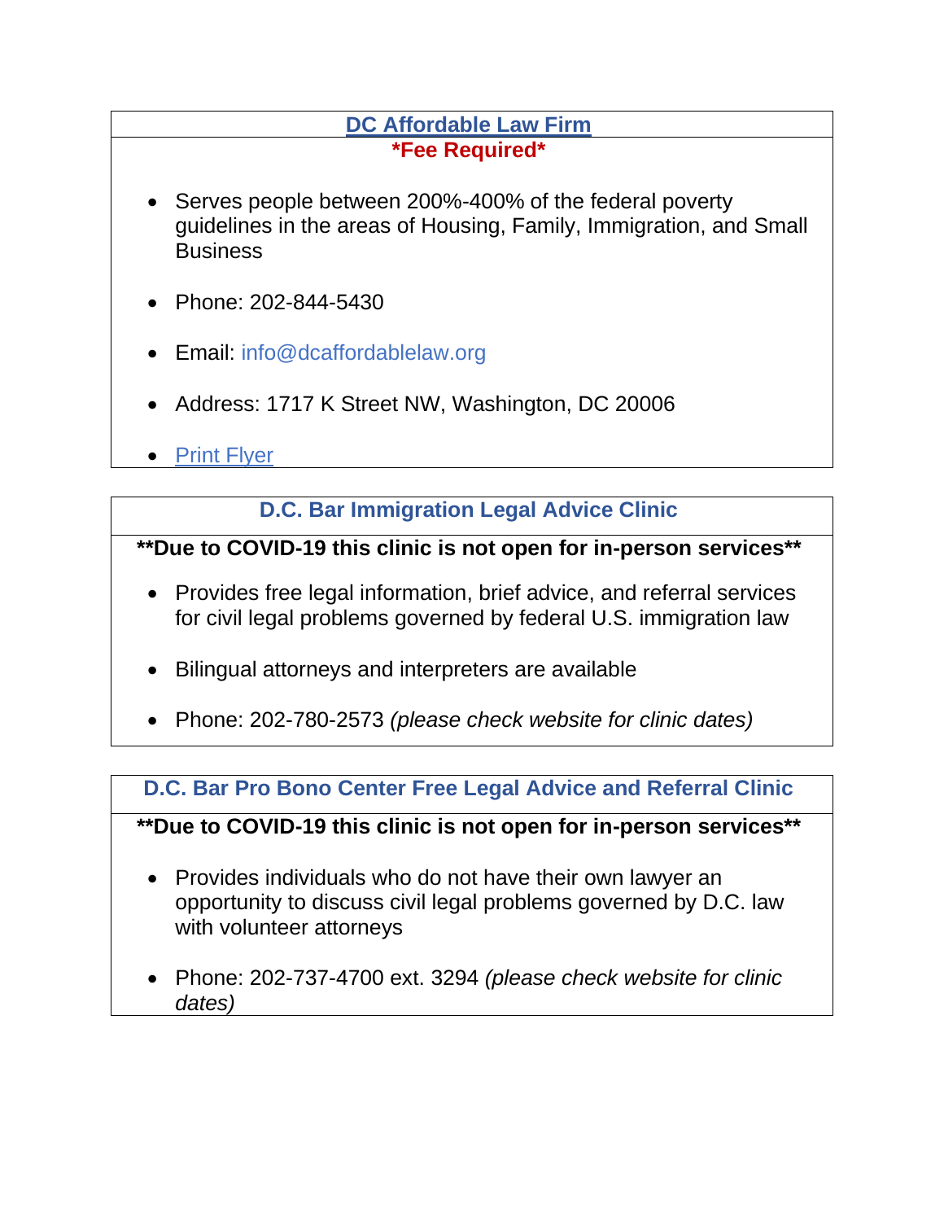### DC Affordable Law Firm

**\*Fee Required\***

- Serves people between 200%-400% of the federal poverty guidelines in the areas of Housing, Family, Immigration, and Small Business
- Phone: 202-844-5430
- Email: info@dcaffordablelaw.org
- Address: 1717 K Street NW, Washington, DC 20006
- Print Flyer

### D.C. Bar Immigration Legal Advice Clinic

**\*\*Due to COVID-19 this clinic is not open for in-person services\*\***

- Provides free legal information, brief advice, and referral services for civil legal problems governed by federal U.S. immigration law
- Bilingual attorneys and interpreters are available
- Phone: 202-780-2573 *(please check website for clinic dates)*

### D.C. Bar Pro Bono Center Free Legal Advice and Referral Clinic

**\*\*Due to COVID-19 this clinic is not open for in-person services\*\***

- Provides individuals who do not have their own lawyer an opportunity to discuss civil legal problems governed by D.C. law with volunteer attorneys
- Phone: 202-737-4700 ext. 3294 *(please check website for clinic dates)*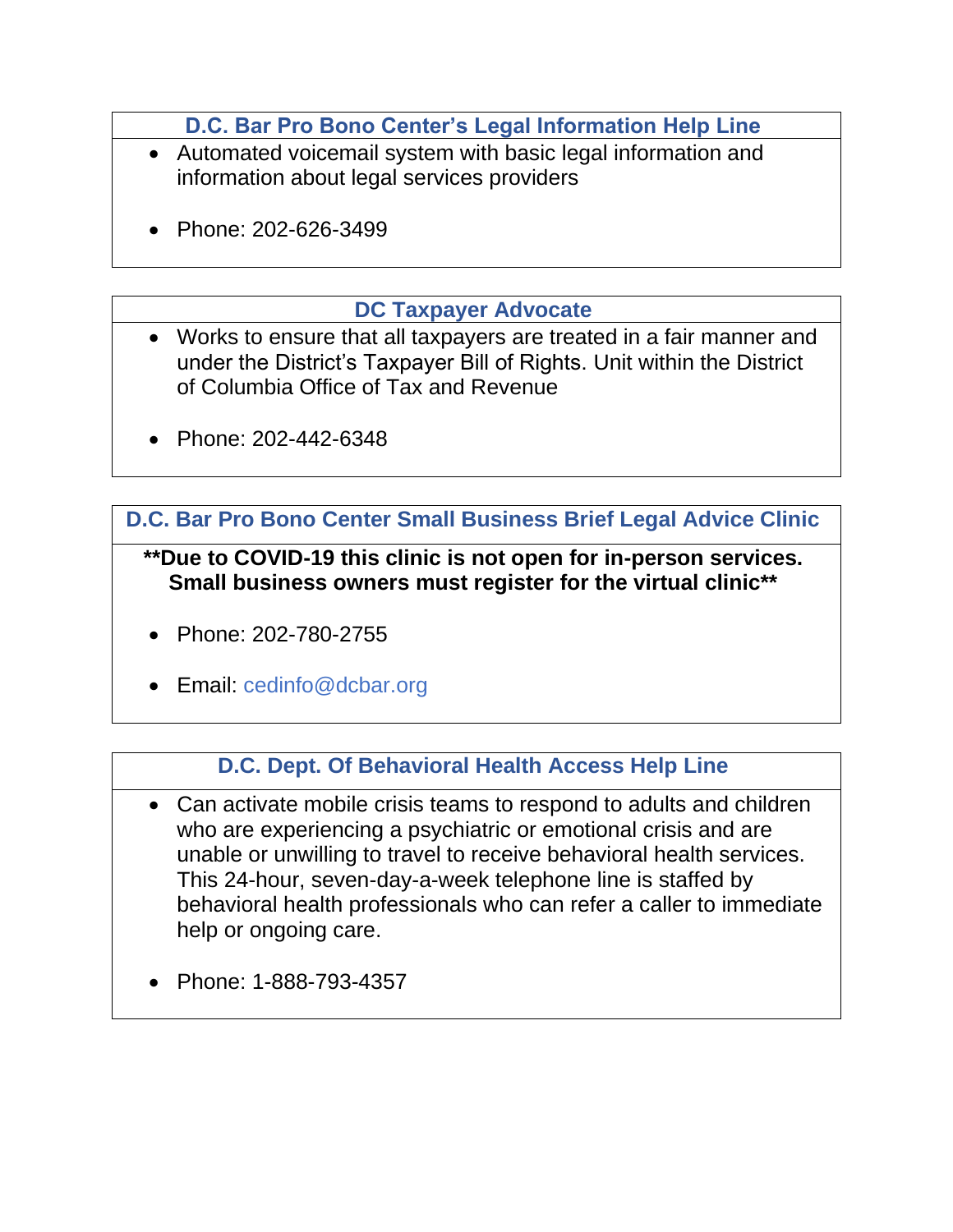### D.C. Bar Pro Bono Center's Legal Information Help Line

- Automated voicemail system with basic legal information and information about legal services providers
- Phone: 202-626-3499

### DC Taxpayer Advocate

- Works to ensure that all taxpayers are treated in a fair manner and under the District's Taxpayer Bill of Rights. Unit within the District of Columbia Office of Tax and Revenue
- Phone: 202-442-6348

### D.C. Bar Pro Bono Center Small Business Brief Legal Advice Clinic

****Due to COVID-19 this clinic is not open for in-person services. Small business owners must register for the virtual clinic****

- Phone: 202-780-2755
- Email: cedinfo@dcbar.org

### D.C. Dept. Of Behavioral Health Access Help Line

- Can activate mobile crisis teams to respond to adults and children who are experiencing a psychiatric or emotional crisis and are unable or unwilling to travel to receive behavioral health services. This 24-hour, seven-day-a-week telephone line is staffed by behavioral health professionals who can refer a caller to immediate help or ongoing care.
- Phone: 1-888-793-4357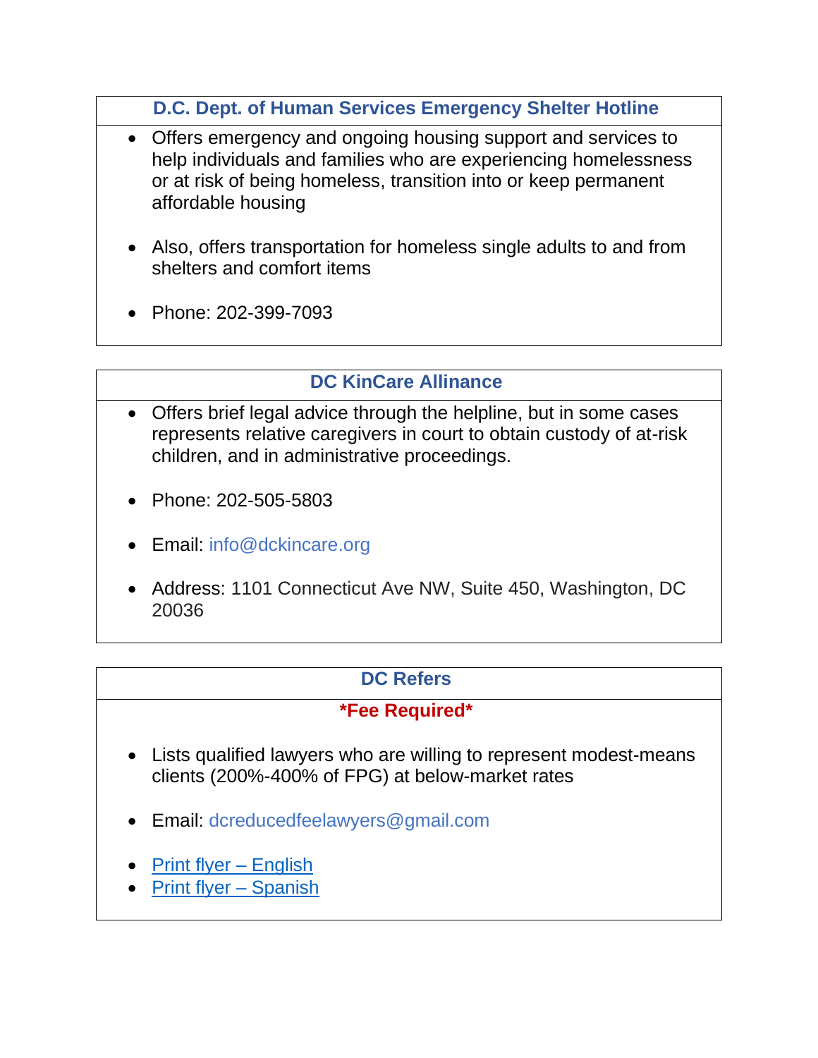### D.C. Dept. of Human Services Emergency Shelter Hotline

- Offers emergency and ongoing housing support and services to help individuals and families who are experiencing homelessness or at risk of being homeless, transition into or keep permanent affordable housing

- Also, offers transportation for homeless single adults to and from shelters and comfort items

- Phone: 202-399-7093

### DC KinCare Allinance

- Offers brief legal advice through the helpline, but in some cases represents relative caregivers in court to obtain custody of at-risk children, and in administrative proceedings.

- Phone: 202-505-5803

- Email: info@dckincare.org

- Address: 1101 Connecticut Ave NW, Suite 450, Washington, DC 20036

### DC Refers

***Fee Required***

- Lists qualified lawyers who are willing to represent modest-means clients (200%-400% of FPG) at below-market rates

- Email: dcreducedfeelawyers@gmail.com

- Print flyer – English
- Print flyer – Spanish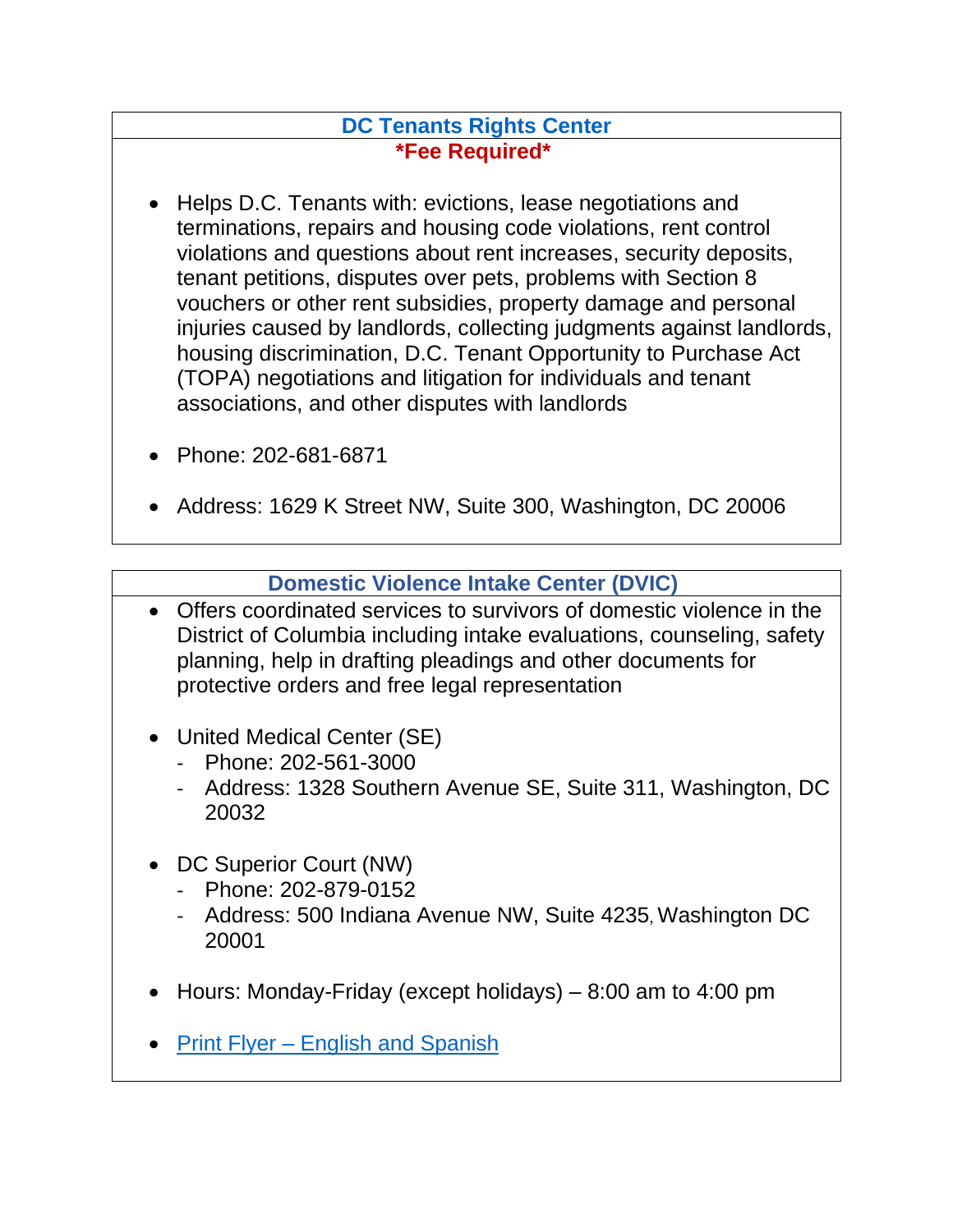## DC Tenants Rights Center

**\*Fee Required\***

- Helps D.C. Tenants with: evictions, lease negotiations and terminations, repairs and housing code violations, rent control violations and questions about rent increases, security deposits, tenant petitions, disputes over pets, problems with Section 8 vouchers or other rent subsidies, property damage and personal injuries caused by landlords, collecting judgments against landlords, housing discrimination, D.C. Tenant Opportunity to Purchase Act (TOPA) negotiations and litigation for individuals and tenant associations, and other disputes with landlords

- Phone: 202-681-6871

- Address: 1629 K Street NW, Suite 300, Washington, DC 20006

## Domestic Violence Intake Center (DVIC)

- Offers coordinated services to survivors of domestic violence in the District of Columbia including intake evaluations, counseling, safety planning, help in drafting pleadings and other documents for protective orders and free legal representation

- United Medical Center (SE)
  - Phone: 202-561-3000
  - Address: 1328 Southern Avenue SE, Suite 311, Washington, DC 20032

- DC Superior Court (NW)
  - Phone: 202-879-0152
  - Address: 500 Indiana Avenue NW, Suite 4235, Washington DC 20001

- Hours: Monday-Friday (except holidays) – 8:00 am to 4:00 pm

- Print Flyer – English and Spanish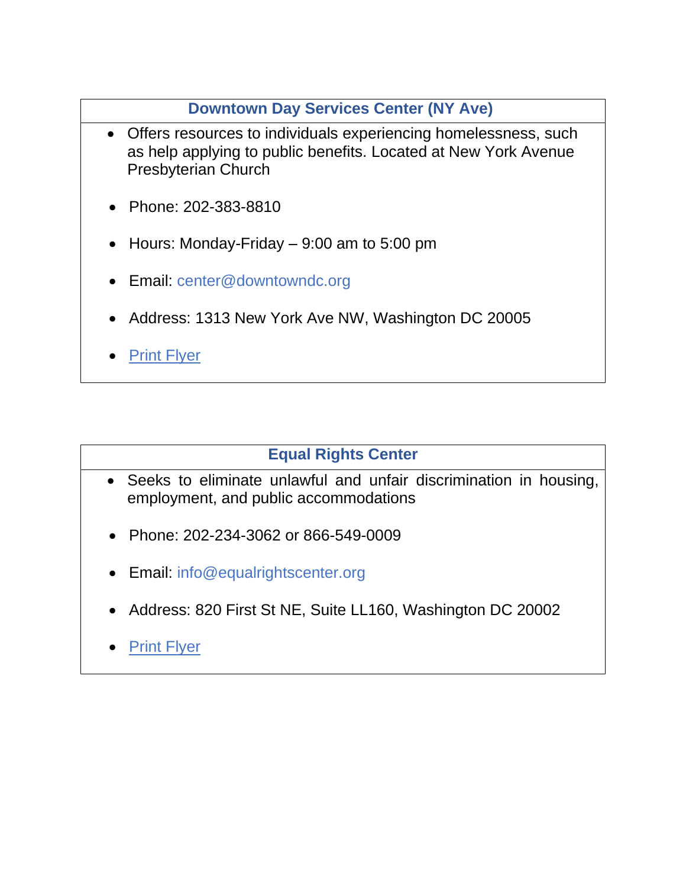| Downtown Day Services Center (NY Ave) |
|---|
| • Offers resources to individuals experiencing homelessness, such as help applying to public benefits. Located at New York Avenue Presbyterian Church<br><br>• Phone: 202-383-8810<br><br>• Hours: Monday-Friday – 9:00 am to 5:00 pm<br><br>• Email: center@downtowndc.org<br><br>• Address: 1313 New York Ave NW, Washington DC 20005<br><br>• Print Flyer |

| Equal Rights Center |
|---|
| • Seeks to eliminate unlawful and unfair discrimination in housing, employment, and public accommodations<br><br>• Phone: 202-234-3062 or 866-549-0009<br><br>• Email: info@equalrightscenter.org<br><br>• Address: 820 First St NE, Suite LL160, Washington DC 20002<br><br>• Print Flyer |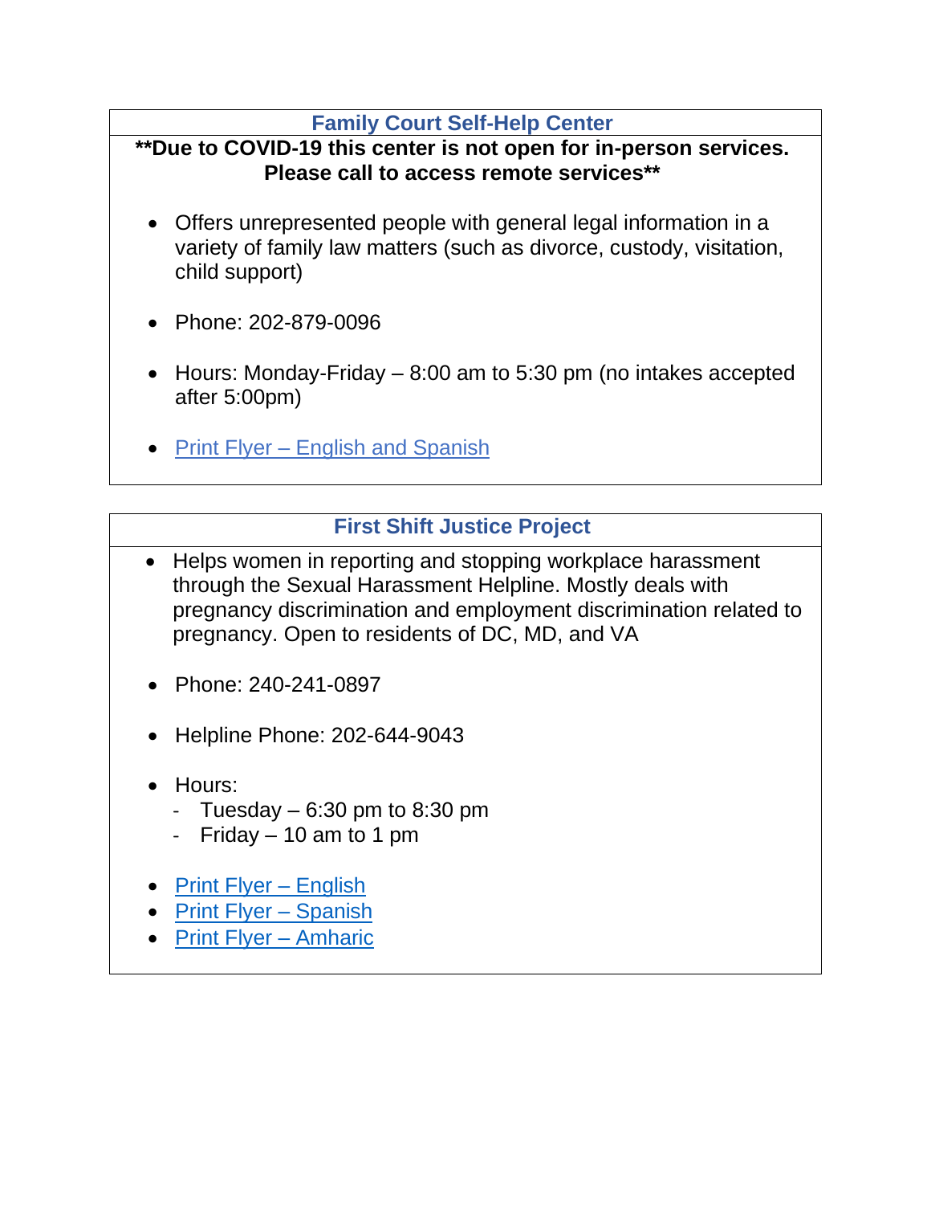## Family Court Self-Help Center

**\*\*Due to COVID-19 this center is not open for in-person services. Please call to access remote services\*\***

- Offers unrepresented people with general legal information in a variety of family law matters (such as divorce, custody, visitation, child support)
- Phone: 202-879-0096
- Hours: Monday-Friday – 8:00 am to 5:30 pm (no intakes accepted after 5:00pm)
- Print Flyer – English and Spanish

## First Shift Justice Project

- Helps women in reporting and stopping workplace harassment through the Sexual Harassment Helpline. Mostly deals with pregnancy discrimination and employment discrimination related to pregnancy. Open to residents of DC, MD, and VA
- Phone: 240-241-0897
- Helpline Phone: 202-644-9043
- Hours:
  - Tuesday – 6:30 pm to 8:30 pm
  - Friday – 10 am to 1 pm
- Print Flyer – English
- Print Flyer – Spanish
- Print Flyer – Amharic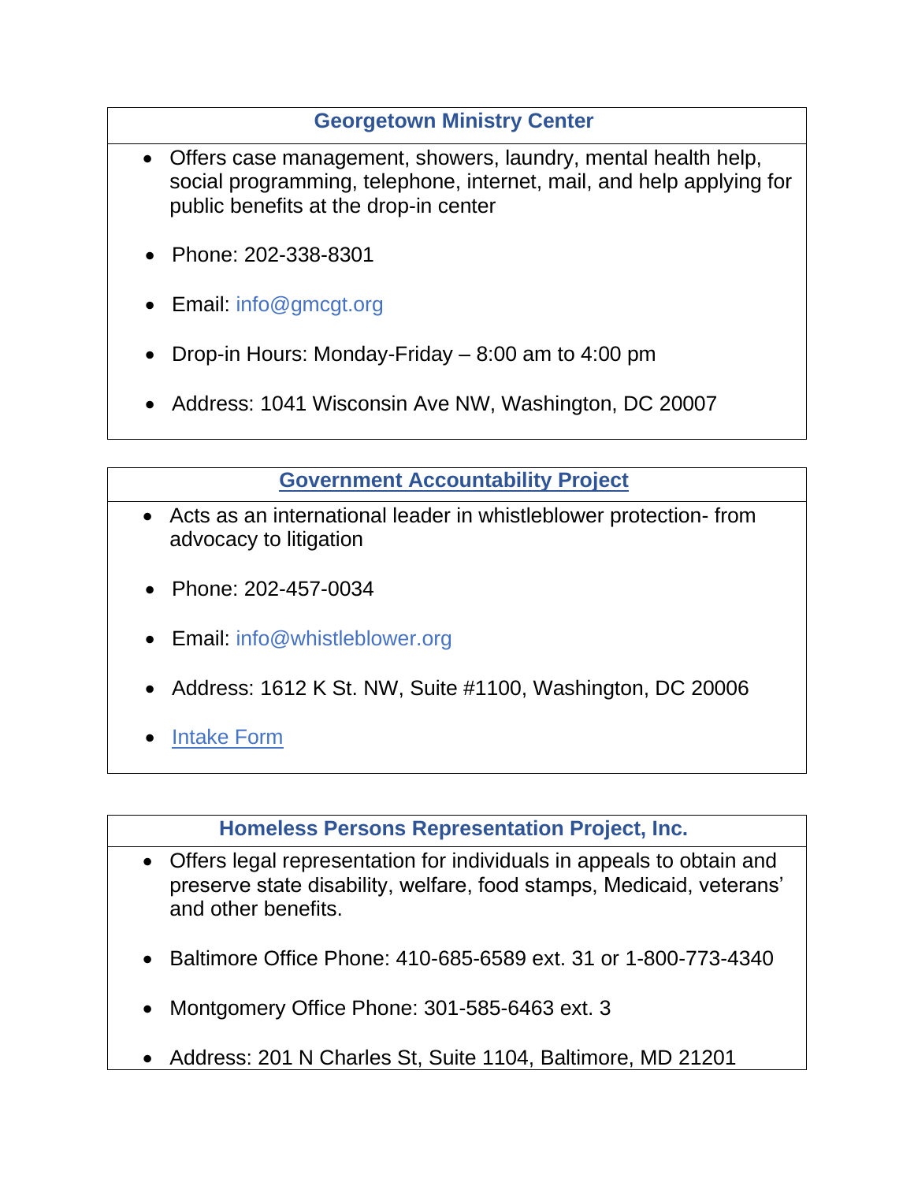### Georgetown Ministry Center

- Offers case management, showers, laundry, mental health help, social programming, telephone, internet, mail, and help applying for public benefits at the drop-in center
- Phone: 202-338-8301
- Email: info@gmcgt.org
- Drop-in Hours: Monday-Friday – 8:00 am to 4:00 pm
- Address: 1041 Wisconsin Ave NW, Washington, DC 20007

### Government Accountability Project

- Acts as an international leader in whistleblower protection- from advocacy to litigation
- Phone: 202-457-0034
- Email: info@whistleblower.org
- Address: 1612 K St. NW, Suite #1100, Washington, DC 20006
- Intake Form

### Homeless Persons Representation Project, Inc.

- Offers legal representation for individuals in appeals to obtain and preserve state disability, welfare, food stamps, Medicaid, veterans' and other benefits.
- Baltimore Office Phone: 410-685-6589 ext. 31 or 1-800-773-4340
- Montgomery Office Phone: 301-585-6463 ext. 3
- Address: 201 N Charles St, Suite 1104, Baltimore, MD 21201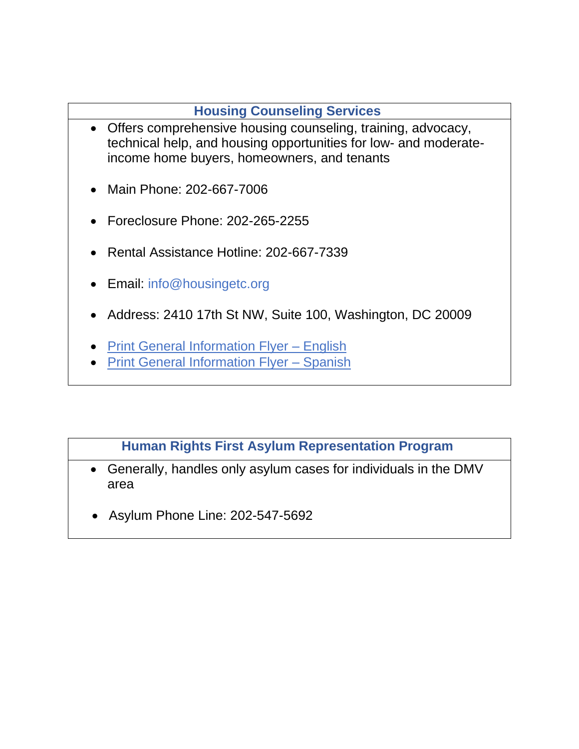## Housing Counseling Services

- Offers comprehensive housing counseling, training, advocacy, technical help, and housing opportunities for low- and moderate-income home buyers, homeowners, and tenants
- Main Phone: 202-667-7006
- Foreclosure Phone: 202-265-2255
- Rental Assistance Hotline: 202-667-7339
- Email: info@housingetc.org
- Address: 2410 17th St NW, Suite 100, Washington, DC 20009
- Print General Information Flyer – English
- Print General Information Flyer – Spanish

## Human Rights First Asylum Representation Program

- Generally, handles only asylum cases for individuals in the DMV area
- Asylum Phone Line: 202-547-5692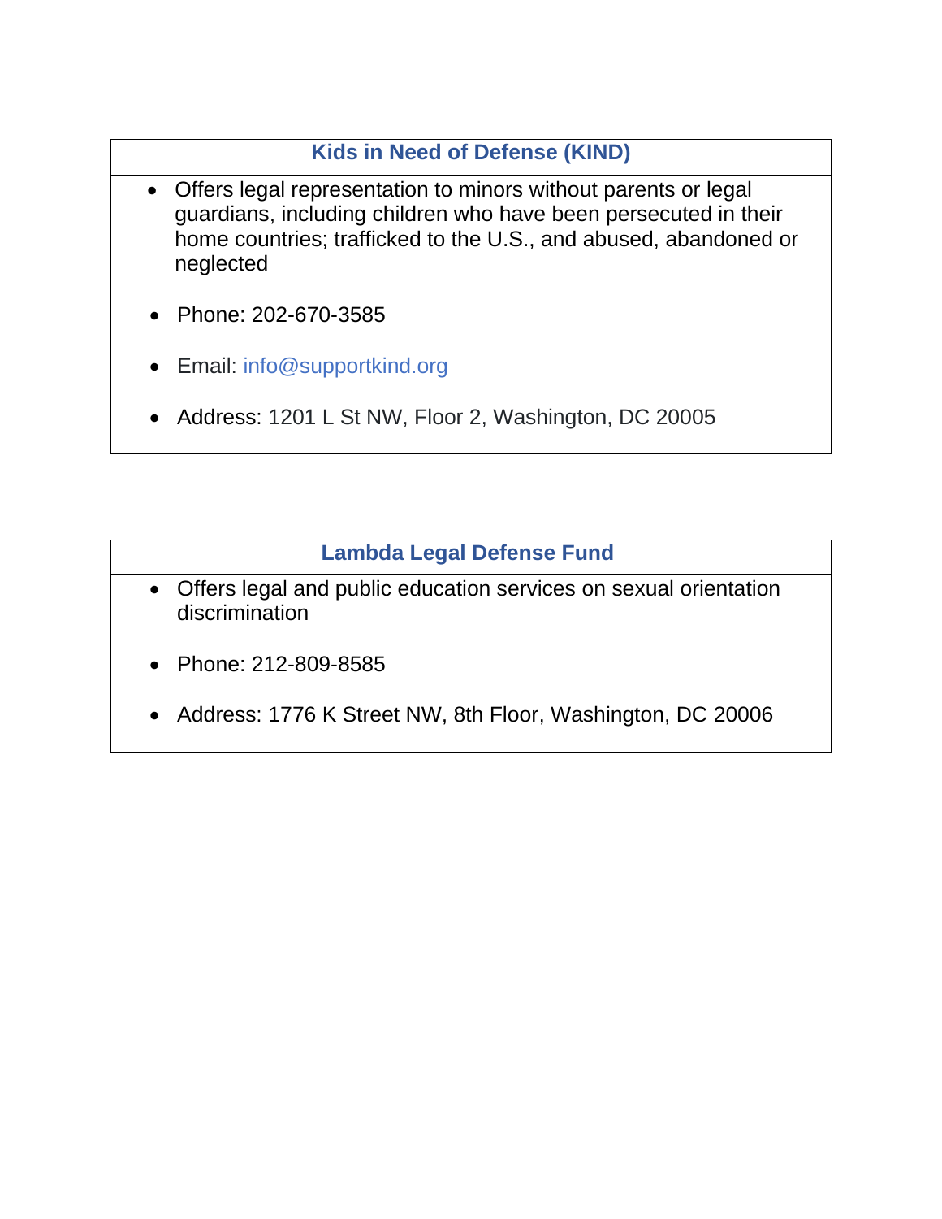### Kids in Need of Defense (KIND)

- Offers legal representation to minors without parents or legal guardians, including children who have been persecuted in their home countries; trafficked to the U.S., and abused, abandoned or neglected
- Phone: 202-670-3585
- Email: info@supportkind.org
- Address: 1201 L St NW, Floor 2, Washington, DC 20005

### Lambda Legal Defense Fund

- Offers legal and public education services on sexual orientation discrimination
- Phone: 212-809-8585
- Address: 1776 K Street NW, 8th Floor, Washington, DC 20006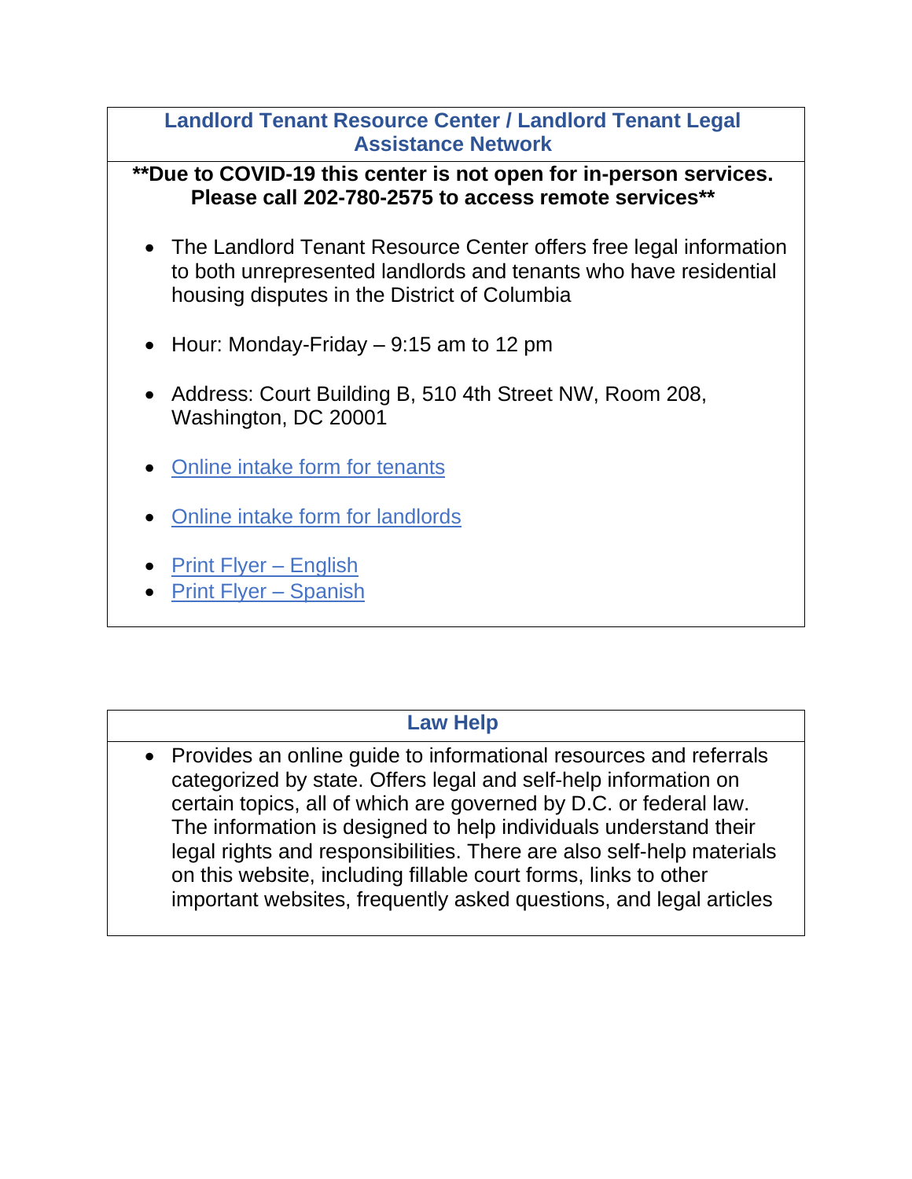### Landlord Tenant Resource Center / Landlord Tenant Legal Assistance Network

**\*\*Due to COVID-19 this center is not open for in-person services. Please call 202-780-2575 to access remote services\*\***

- The Landlord Tenant Resource Center offers free legal information to both unrepresented landlords and tenants who have residential housing disputes in the District of Columbia
- Hour: Monday-Friday – 9:15 am to 12 pm
- Address: Court Building B, 510 4th Street NW, Room 208, Washington, DC 20001
- Online intake form for tenants
- Online intake form for landlords
- Print Flyer – English
- Print Flyer – Spanish

### Law Help

- Provides an online guide to informational resources and referrals categorized by state. Offers legal and self-help information on certain topics, all of which are governed by D.C. or federal law. The information is designed to help individuals understand their legal rights and responsibilities. There are also self-help materials on this website, including fillable court forms, links to other important websites, frequently asked questions, and legal articles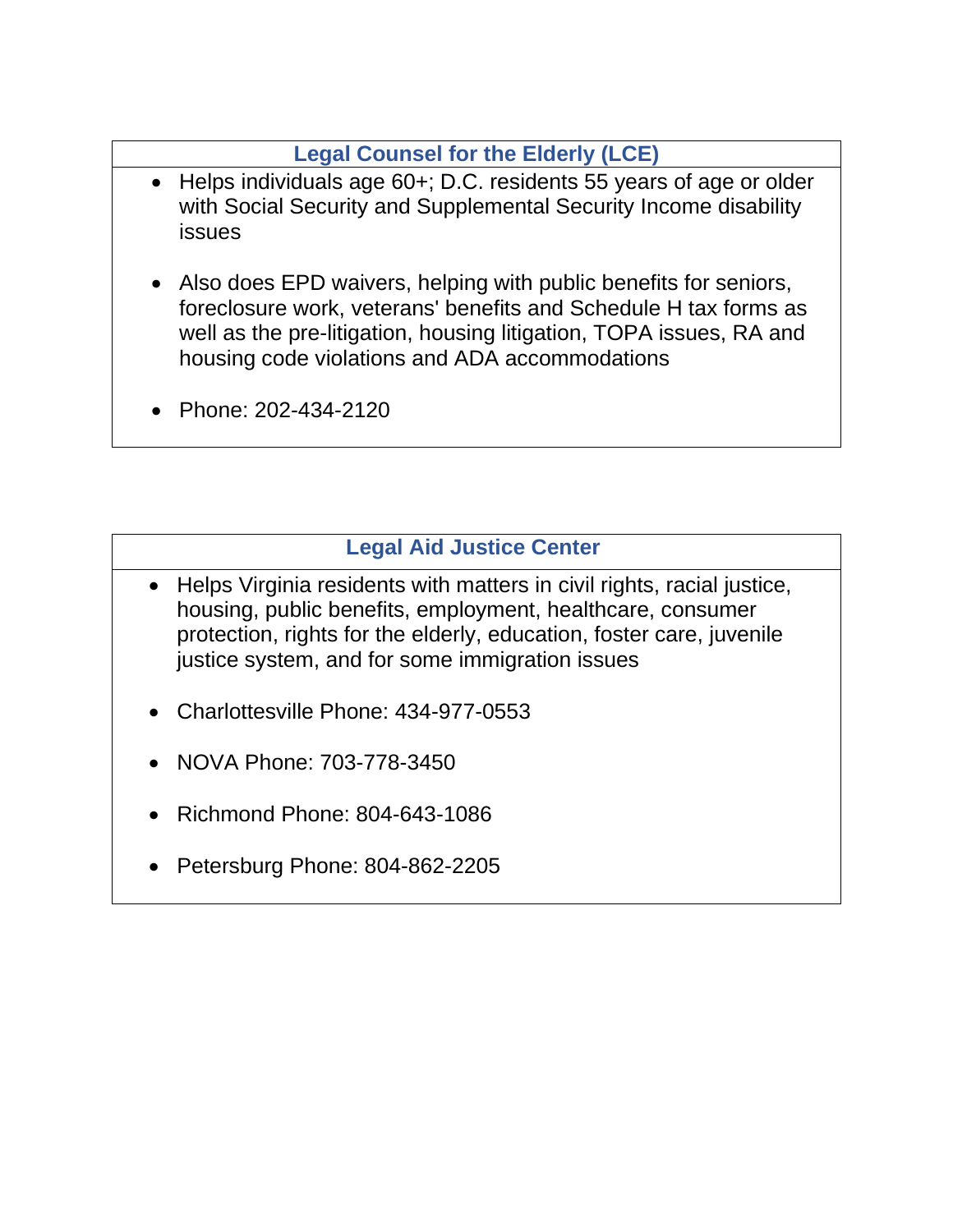### Legal Counsel for the Elderly (LCE)

- Helps individuals age 60+; D.C. residents 55 years of age or older with Social Security and Supplemental Security Income disability issues
- Also does EPD waivers, helping with public benefits for seniors, foreclosure work, veterans' benefits and Schedule H tax forms as well as the pre-litigation, housing litigation, TOPA issues, RA and housing code violations and ADA accommodations
- Phone: 202-434-2120

### Legal Aid Justice Center

- Helps Virginia residents with matters in civil rights, racial justice, housing, public benefits, employment, healthcare, consumer protection, rights for the elderly, education, foster care, juvenile justice system, and for some immigration issues
- Charlottesville Phone: 434-977-0553
- NOVA Phone: 703-778-3450
- Richmond Phone: 804-643-1086
- Petersburg Phone: 804-862-2205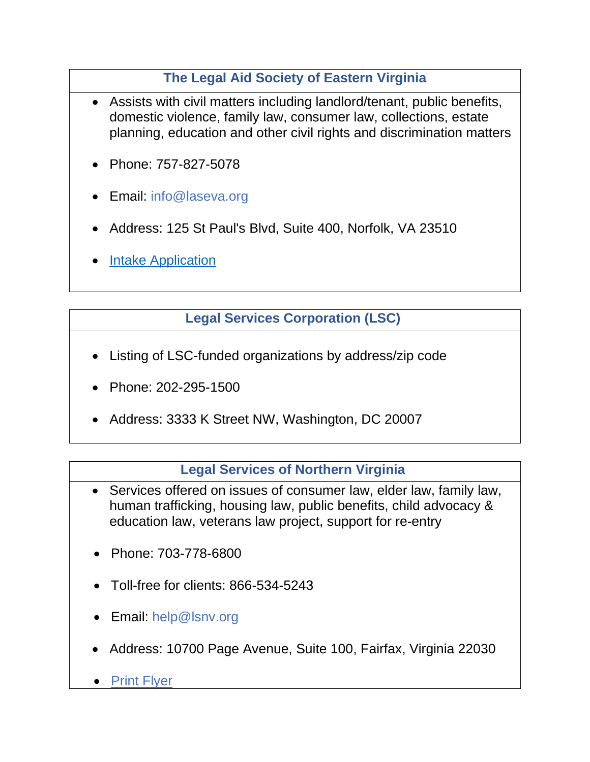### The Legal Aid Society of Eastern Virginia

- Assists with civil matters including landlord/tenant, public benefits, domestic violence, family law, consumer law, collections, estate planning, education and other civil rights and discrimination matters
- Phone: 757-827-5078
- Email: info@laseva.org
- Address: 125 St Paul's Blvd, Suite 400, Norfolk, VA 23510
- Intake Application

### Legal Services Corporation (LSC)

- Listing of LSC-funded organizations by address/zip code
- Phone: 202-295-1500
- Address: 3333 K Street NW, Washington, DC 20007

### Legal Services of Northern Virginia

- Services offered on issues of consumer law, elder law, family law, human trafficking, housing law, public benefits, child advocacy & education law, veterans law project, support for re-entry
- Phone: 703-778-6800
- Toll-free for clients: 866-534-5243
- Email: help@lsnv.org
- Address: 10700 Page Avenue, Suite 100, Fairfax, Virginia 22030
- Print Flyer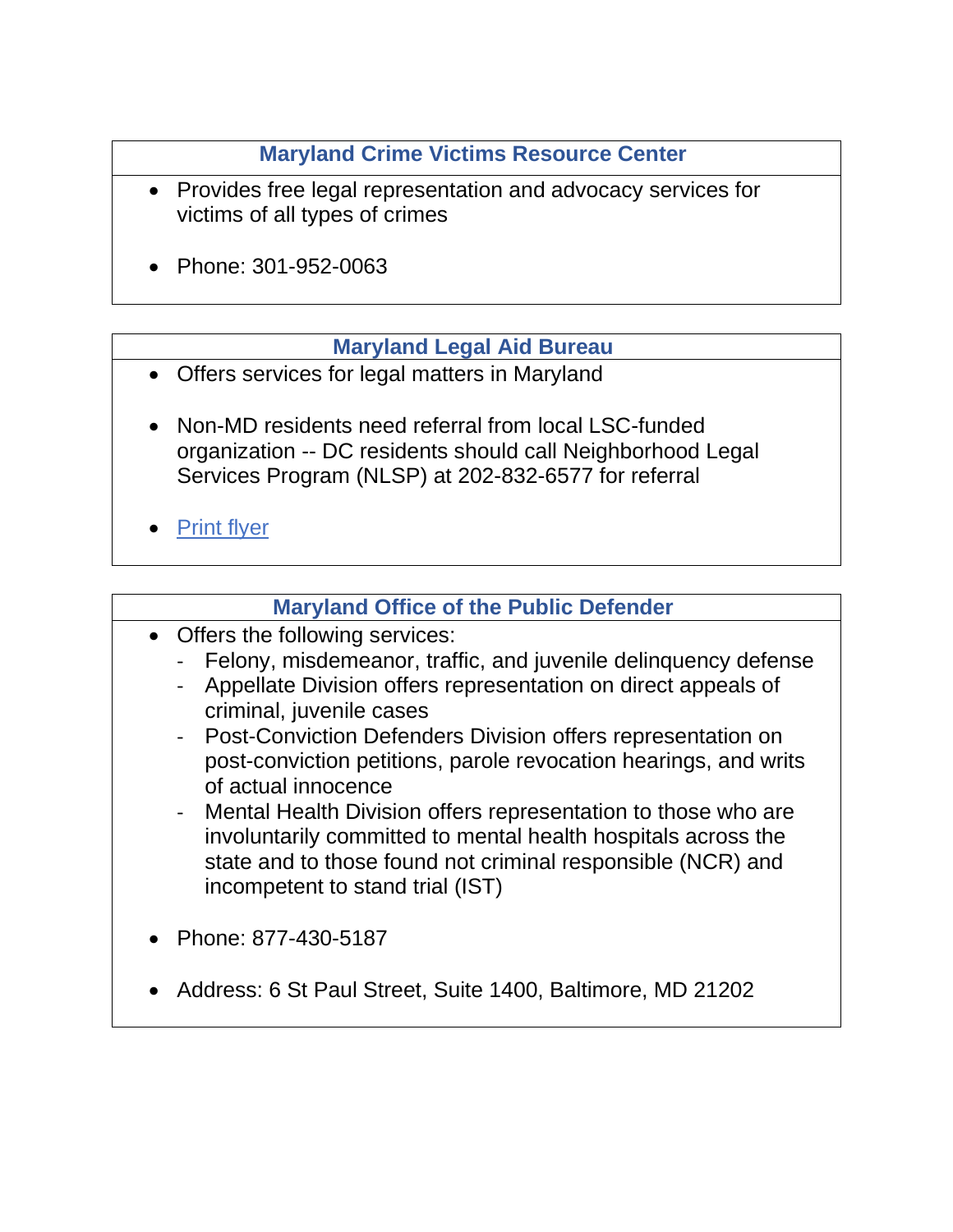### Maryland Crime Victims Resource Center

- Provides free legal representation and advocacy services for victims of all types of crimes
- Phone: 301-952-0063

### Maryland Legal Aid Bureau

- Offers services for legal matters in Maryland
- Non-MD residents need referral from local LSC-funded organization -- DC residents should call Neighborhood Legal Services Program (NLSP) at 202-832-6577 for referral
- Print flyer

### Maryland Office of the Public Defender

- Offers the following services:
  - Felony, misdemeanor, traffic, and juvenile delinquency defense
  - Appellate Division offers representation on direct appeals of criminal, juvenile cases
  - Post-Conviction Defenders Division offers representation on post-conviction petitions, parole revocation hearings, and writs of actual innocence
  - Mental Health Division offers representation to those who are involuntarily committed to mental health hospitals across the state and to those found not criminal responsible (NCR) and incompetent to stand trial (IST)
- Phone: 877-430-5187
- Address: 6 St Paul Street, Suite 1400, Baltimore, MD 21202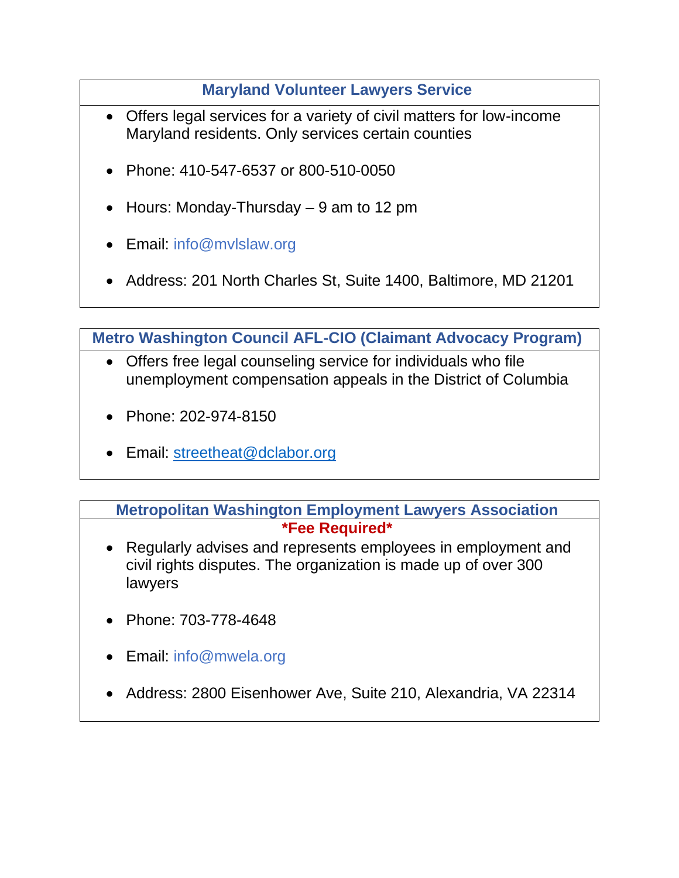### Maryland Volunteer Lawyers Service

- Offers legal services for a variety of civil matters for low-income Maryland residents. Only services certain counties
- Phone: 410-547-6537 or 800-510-0050
- Hours: Monday-Thursday – 9 am to 12 pm
- Email: info@mvlslaw.org
- Address: 201 North Charles St, Suite 1400, Baltimore, MD 21201

### Metro Washington Council AFL-CIO (Claimant Advocacy Program)

- Offers free legal counseling service for individuals who file unemployment compensation appeals in the District of Columbia
- Phone: 202-974-8150
- Email: streetheat@dclabor.org

### Metropolitan Washington Employment Lawyers Association

**\*Fee Required\***

- Regularly advises and represents employees in employment and civil rights disputes. The organization is made up of over 300 lawyers
- Phone: 703-778-4648
- Email: info@mwela.org
- Address: 2800 Eisenhower Ave, Suite 210, Alexandria, VA 22314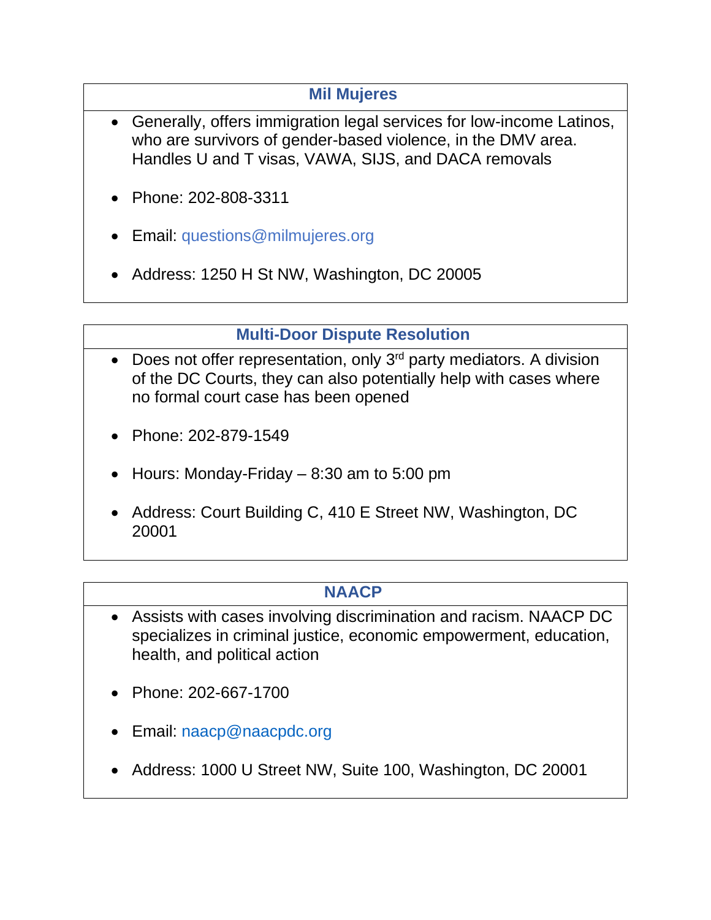### Mil Mujeres

- Generally, offers immigration legal services for low-income Latinos, who are survivors of gender-based violence, in the DMV area. Handles U and T visas, VAWA, SIJS, and DACA removals
- Phone: 202-808-3311
- Email: questions@milmujeres.org
- Address: 1250 H St NW, Washington, DC 20005

### Multi-Door Dispute Resolution

- Does not offer representation, only 3rd party mediators. A division of the DC Courts, they can also potentially help with cases where no formal court case has been opened
- Phone: 202-879-1549
- Hours: Monday-Friday – 8:30 am to 5:00 pm
- Address: Court Building C, 410 E Street NW, Washington, DC 20001

### NAACP

- Assists with cases involving discrimination and racism. NAACP DC specializes in criminal justice, economic empowerment, education, health, and political action
- Phone: 202-667-1700
- Email: naacp@naacpdc.org
- Address: 1000 U Street NW, Suite 100, Washington, DC 20001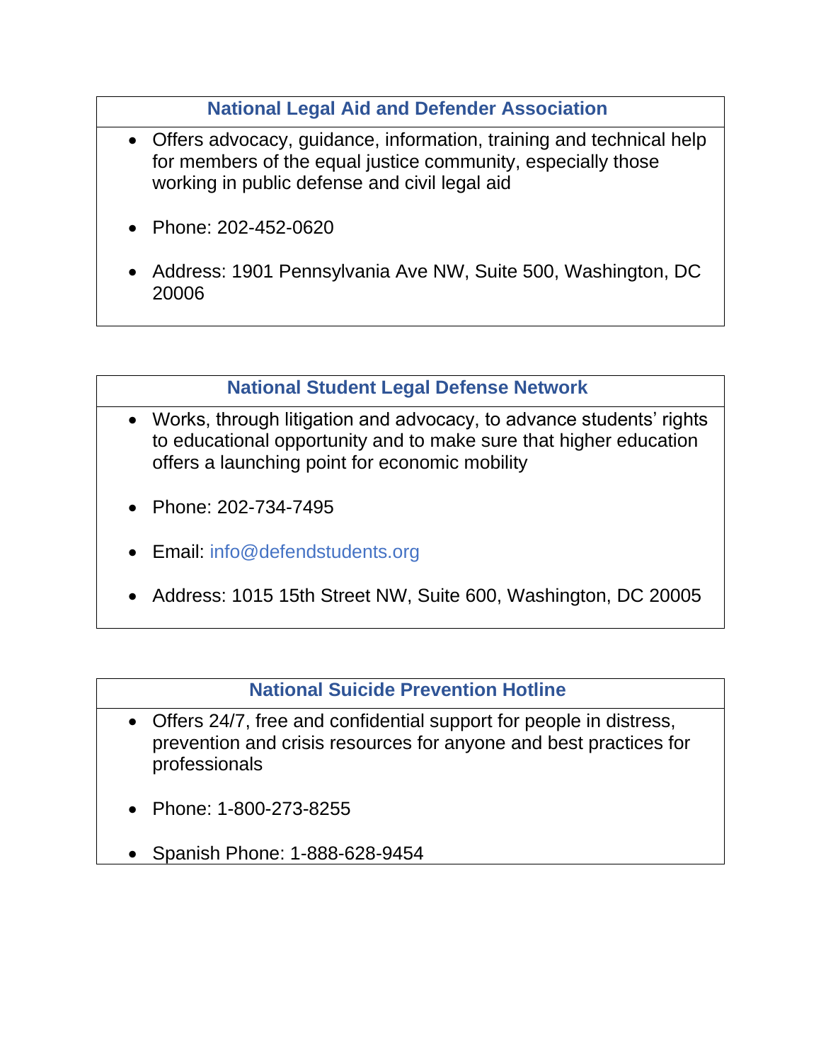### National Legal Aid and Defender Association

- Offers advocacy, guidance, information, training and technical help for members of the equal justice community, especially those working in public defense and civil legal aid
- Phone: 202-452-0620
- Address: 1901 Pennsylvania Ave NW, Suite 500, Washington, DC 20006

### National Student Legal Defense Network

- Works, through litigation and advocacy, to advance students' rights to educational opportunity and to make sure that higher education offers a launching point for economic mobility
- Phone: 202-734-7495
- Email: info@defendstudents.org
- Address: 1015 15th Street NW, Suite 600, Washington, DC 20005

### National Suicide Prevention Hotline

- Offers 24/7, free and confidential support for people in distress, prevention and crisis resources for anyone and best practices for professionals
- Phone: 1-800-273-8255
- Spanish Phone: 1-888-628-9454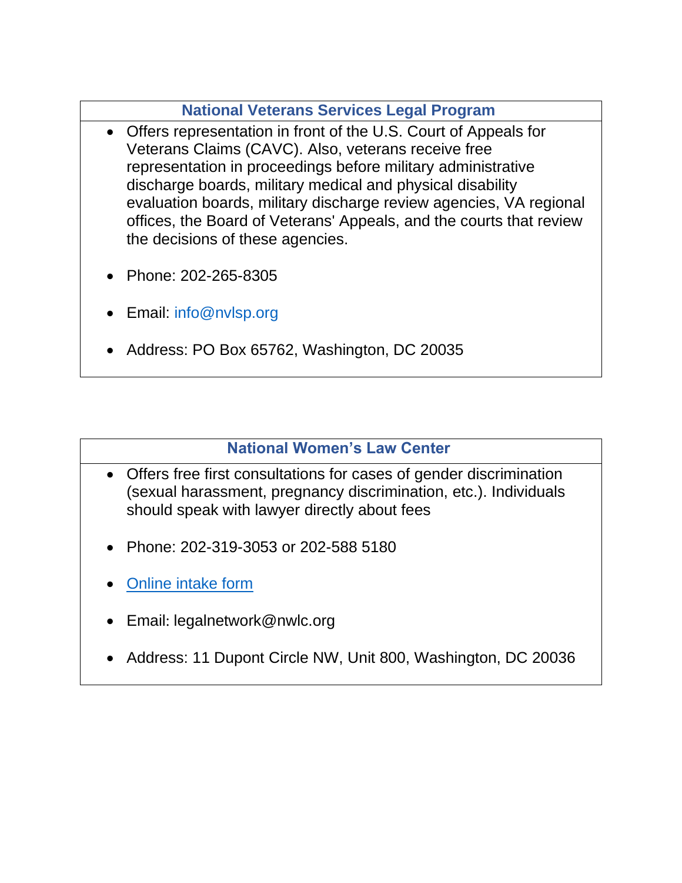### National Veterans Services Legal Program

- Offers representation in front of the U.S. Court of Appeals for Veterans Claims (CAVC). Also, veterans receive free representation in proceedings before military administrative discharge boards, military medical and physical disability evaluation boards, military discharge review agencies, VA regional offices, the Board of Veterans' Appeals, and the courts that review the decisions of these agencies.

- Phone: 202-265-8305

- Email: info@nvlsp.org

- Address: PO Box 65762, Washington, DC 20035

### National Women's Law Center

- Offers free first consultations for cases of gender discrimination (sexual harassment, pregnancy discrimination, etc.). Individuals should speak with lawyer directly about fees

- Phone: 202-319-3053 or 202-588 5180

- Online intake form

- Email: legalnetwork@nwlc.org

- Address: 11 Dupont Circle NW, Unit 800, Washington, DC 20036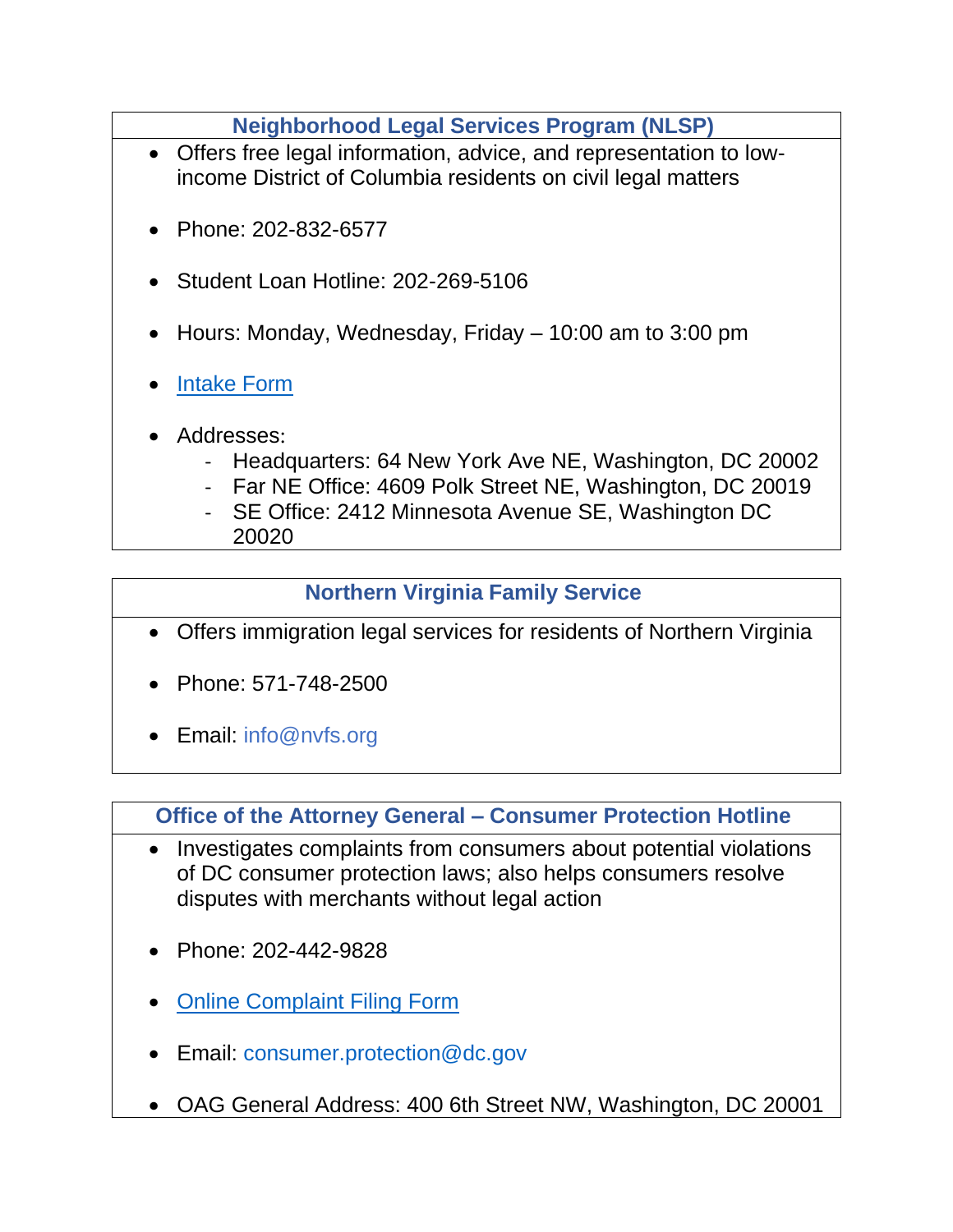### Neighborhood Legal Services Program (NLSP)

- Offers free legal information, advice, and representation to low-income District of Columbia residents on civil legal matters
- Phone: 202-832-6577
- Student Loan Hotline: 202-269-5106
- Hours: Monday, Wednesday, Friday – 10:00 am to 3:00 pm
- Intake Form
- Addresses:
  - Headquarters: 64 New York Ave NE, Washington, DC 20002
  - Far NE Office: 4609 Polk Street NE, Washington, DC 20019
  - SE Office: 2412 Minnesota Avenue SE, Washington DC 20020

### Northern Virginia Family Service

- Offers immigration legal services for residents of Northern Virginia
- Phone: 571-748-2500
- Email: info@nvfs.org

### Office of the Attorney General – Consumer Protection Hotline

- Investigates complaints from consumers about potential violations of DC consumer protection laws; also helps consumers resolve disputes with merchants without legal action
- Phone: 202-442-9828
- Online Complaint Filing Form
- Email: consumer.protection@dc.gov
- OAG General Address: 400 6th Street NW, Washington, DC 20001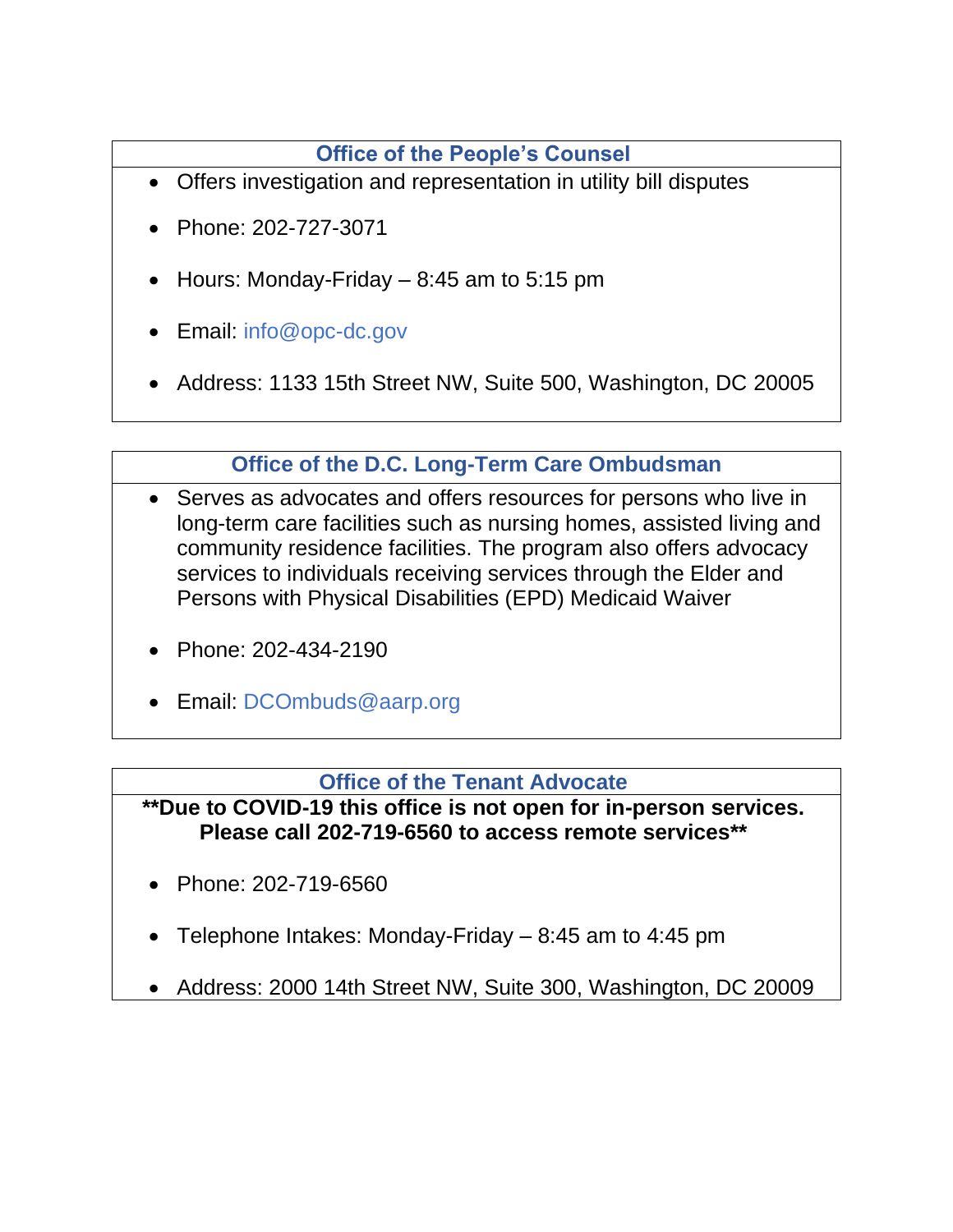### Office of the People's Counsel

- Offers investigation and representation in utility bill disputes
- Phone: 202-727-3071
- Hours: Monday-Friday – 8:45 am to 5:15 pm
- Email: info@opc-dc.gov
- Address: 1133 15th Street NW, Suite 500, Washington, DC 20005

### Office of the D.C. Long-Term Care Ombudsman

- Serves as advocates and offers resources for persons who live in long-term care facilities such as nursing homes, assisted living and community residence facilities. The program also offers advocacy services to individuals receiving services through the Elder and Persons with Physical Disabilities (EPD) Medicaid Waiver
- Phone: 202-434-2190
- Email: DCOmbuds@aarp.org

### Office of the Tenant Advocate

****Due to COVID-19 this office is not open for in-person services. Please call 202-719-6560 to access remote services****

- Phone: 202-719-6560
- Telephone Intakes: Monday-Friday – 8:45 am to 4:45 pm
- Address: 2000 14th Street NW, Suite 300, Washington, DC 20009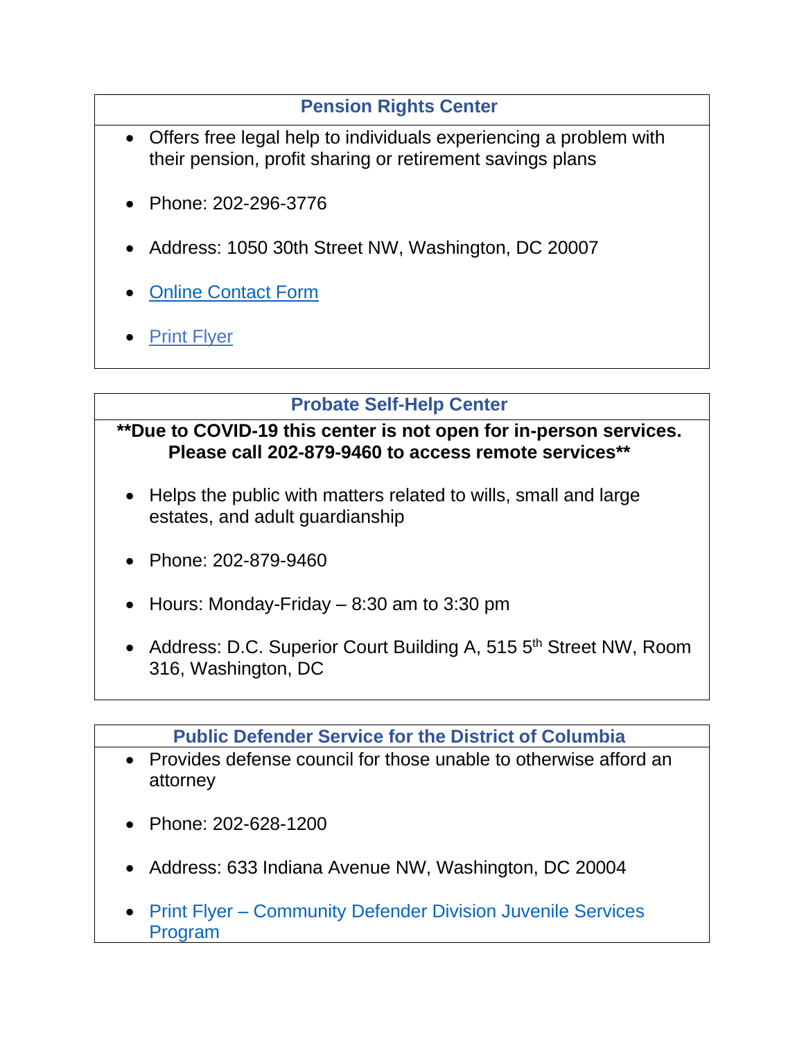## Pension Rights Center

- Offers free legal help to individuals experiencing a problem with their pension, profit sharing or retirement savings plans
- Phone: 202-296-3776
- Address: 1050 30th Street NW, Washington, DC 20007
- Online Contact Form
- Print Flyer

## Probate Self-Help Center

**\*\*Due to COVID-19 this center is not open for in-person services. Please call 202-879-9460 to access remote services\*\***

- Helps the public with matters related to wills, small and large estates, and adult guardianship
- Phone: 202-879-9460
- Hours: Monday-Friday – 8:30 am to 3:30 pm
- Address: D.C. Superior Court Building A, 515 5th Street NW, Room 316, Washington, DC

## Public Defender Service for the District of Columbia

- Provides defense council for those unable to otherwise afford an attorney
- Phone: 202-628-1200
- Address: 633 Indiana Avenue NW, Washington, DC 20004
- Print Flyer – Community Defender Division Juvenile Services Program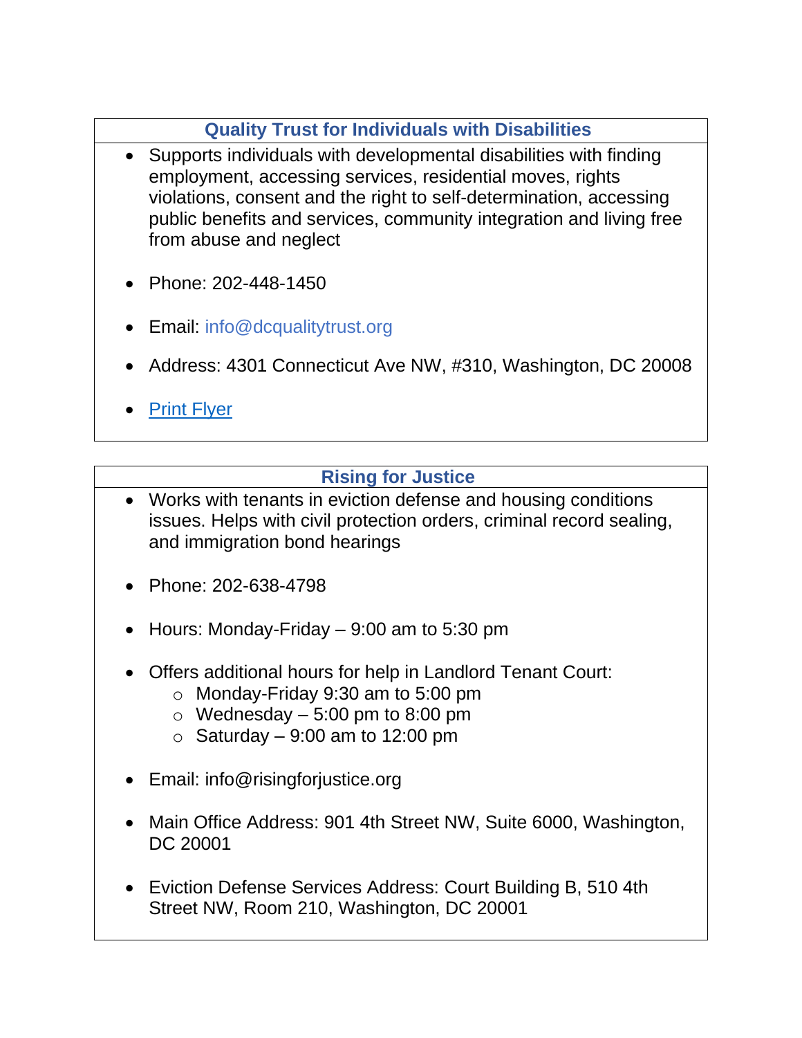### Quality Trust for Individuals with Disabilities

- Supports individuals with developmental disabilities with finding employment, accessing services, residential moves, rights violations, consent and the right to self-determination, accessing public benefits and services, community integration and living free from abuse and neglect
- Phone: 202-448-1450
- Email: info@dcqualitytrust.org
- Address: 4301 Connecticut Ave NW, #310, Washington, DC 20008
- Print Flyer

### Rising for Justice

- Works with tenants in eviction defense and housing conditions issues. Helps with civil protection orders, criminal record sealing, and immigration bond hearings
- Phone: 202-638-4798
- Hours: Monday-Friday – 9:00 am to 5:30 pm
- Offers additional hours for help in Landlord Tenant Court:
  - Monday-Friday 9:30 am to 5:00 pm
  - Wednesday – 5:00 pm to 8:00 pm
  - Saturday – 9:00 am to 12:00 pm
- Email: info@risingforjustice.org
- Main Office Address: 901 4th Street NW, Suite 6000, Washington, DC 20001
- Eviction Defense Services Address: Court Building B, 510 4th Street NW, Room 210, Washington, DC 20001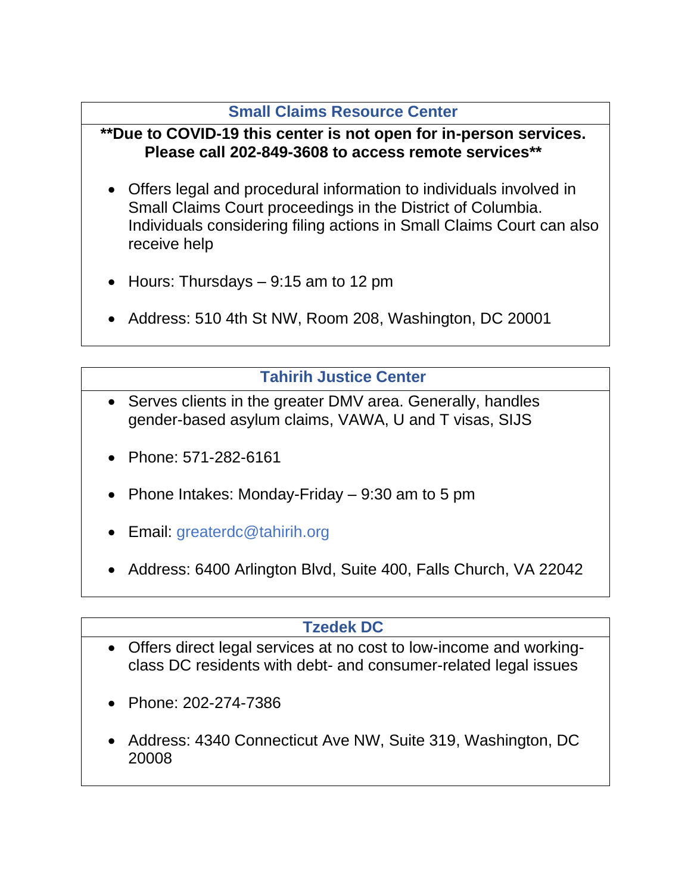### Small Claims Resource Center

**\*\*Due to COVID-19 this center is not open for in-person services. Please call 202-849-3608 to access remote services\*\***

- Offers legal and procedural information to individuals involved in Small Claims Court proceedings in the District of Columbia. Individuals considering filing actions in Small Claims Court can also receive help
- Hours: Thursdays – 9:15 am to 12 pm
- Address: 510 4th St NW, Room 208, Washington, DC 20001

### Tahirih Justice Center

- Serves clients in the greater DMV area. Generally, handles gender-based asylum claims, VAWA, U and T visas, SIJS
- Phone: 571-282-6161
- Phone Intakes: Monday-Friday – 9:30 am to 5 pm
- Email: greaterdc@tahirih.org
- Address: 6400 Arlington Blvd, Suite 400, Falls Church, VA 22042

### Tzedek DC

- Offers direct legal services at no cost to low-income and working-class DC residents with debt- and consumer-related legal issues
- Phone: 202-274-7386
- Address: 4340 Connecticut Ave NW, Suite 319, Washington, DC 20008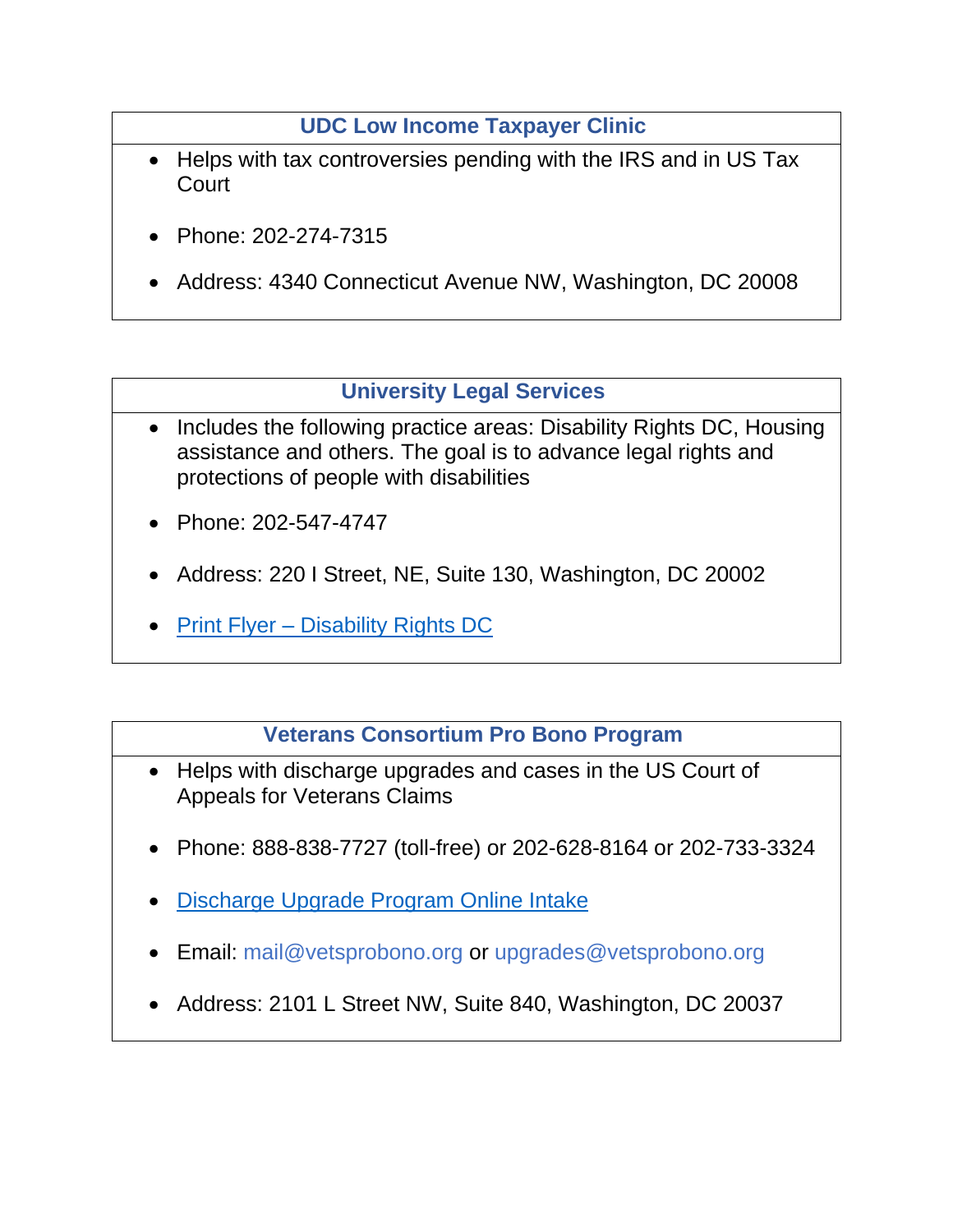### UDC Low Income Taxpayer Clinic

- Helps with tax controversies pending with the IRS and in US Tax Court
- Phone: 202-274-7315
- Address: 4340 Connecticut Avenue NW, Washington, DC 20008

### University Legal Services

- Includes the following practice areas: Disability Rights DC, Housing assistance and others. The goal is to advance legal rights and protections of people with disabilities
- Phone: 202-547-4747
- Address: 220 I Street, NE, Suite 130, Washington, DC 20002
- Print Flyer – Disability Rights DC

### Veterans Consortium Pro Bono Program

- Helps with discharge upgrades and cases in the US Court of Appeals for Veterans Claims
- Phone: 888-838-7727 (toll-free) or 202-628-8164 or 202-733-3324
- Discharge Upgrade Program Online Intake
- Email: mail@vetsprobono.org or upgrades@vetsprobono.org
- Address: 2101 L Street NW, Suite 840, Washington, DC 20037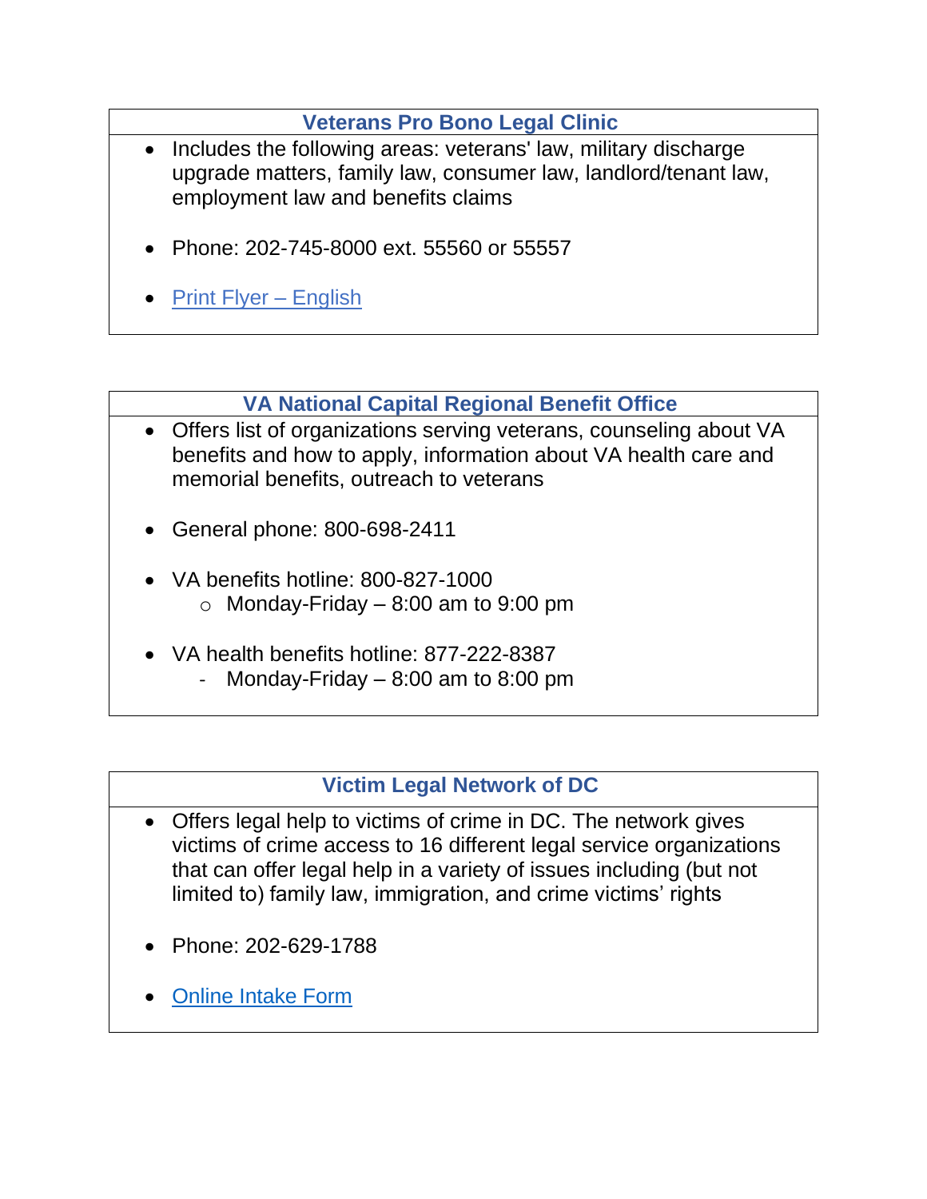### Veterans Pro Bono Legal Clinic

- Includes the following areas: veterans' law, military discharge upgrade matters, family law, consumer law, landlord/tenant law, employment law and benefits claims
- Phone: 202-745-8000 ext. 55560 or 55557
- Print Flyer – English

### VA National Capital Regional Benefit Office

- Offers list of organizations serving veterans, counseling about VA benefits and how to apply, information about VA health care and memorial benefits, outreach to veterans
- General phone: 800-698-2411
- VA benefits hotline: 800-827-1000
  - Monday-Friday – 8:00 am to 9:00 pm
- VA health benefits hotline: 877-222-8387
  - Monday-Friday – 8:00 am to 8:00 pm

### Victim Legal Network of DC

- Offers legal help to victims of crime in DC. The network gives victims of crime access to 16 different legal service organizations that can offer legal help in a variety of issues including (but not limited to) family law, immigration, and crime victims' rights
- Phone: 202-629-1788
- Online Intake Form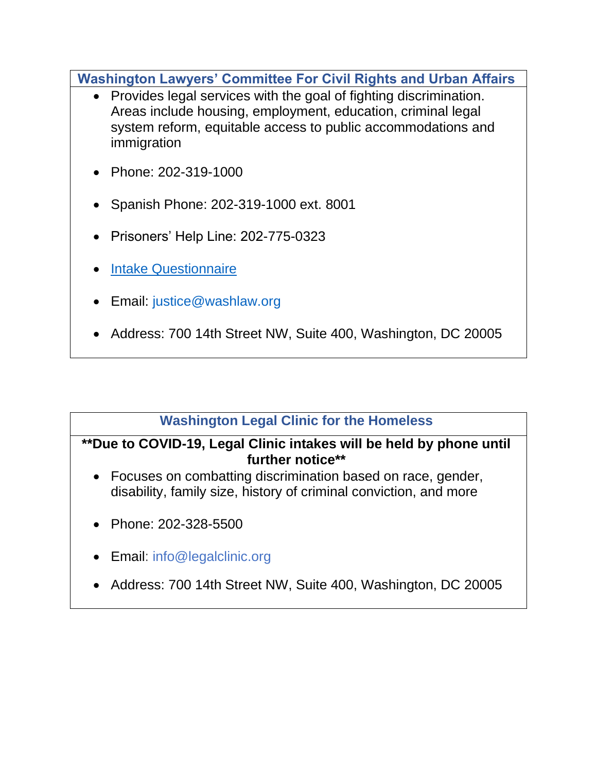### Washington Lawyers' Committee For Civil Rights and Urban Affairs

- Provides legal services with the goal of fighting discrimination. Areas include housing, employment, education, criminal legal system reform, equitable access to public accommodations and immigration
- Phone: 202-319-1000
- Spanish Phone: 202-319-1000 ext. 8001
- Prisoners' Help Line: 202-775-0323
- Intake Questionnaire
- Email: justice@washlaw.org
- Address: 700 14th Street NW, Suite 400, Washington, DC 20005

### Washington Legal Clinic for the Homeless

**\*\*Due to COVID-19, Legal Clinic intakes will be held by phone until further notice\*\***

- Focuses on combatting discrimination based on race, gender, disability, family size, history of criminal conviction, and more
- Phone: 202-328-5500
- Email: info@legalclinic.org
- Address: 700 14th Street NW, Suite 400, Washington, DC 20005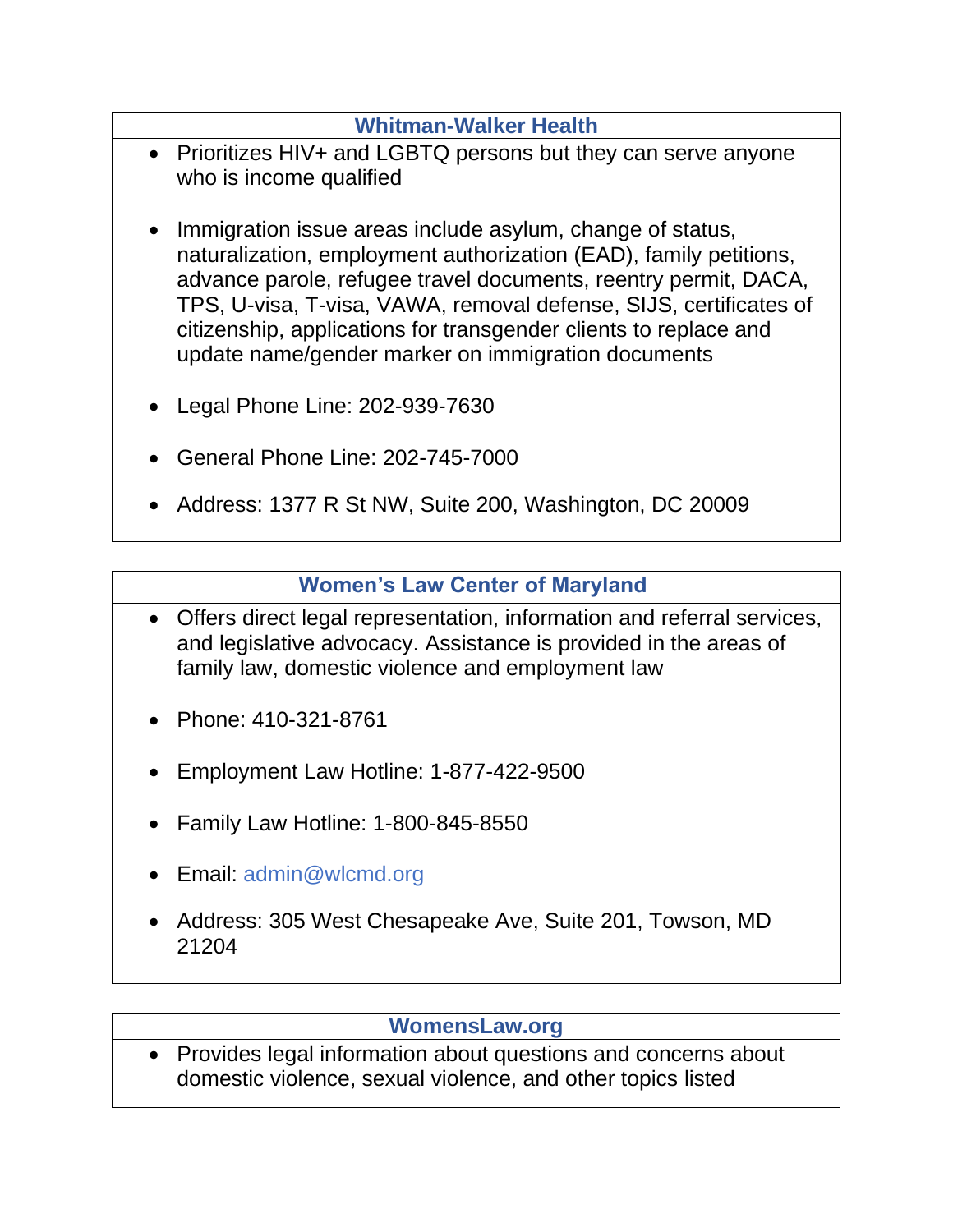### Whitman-Walker Health

- Prioritizes HIV+ and LGBTQ persons but they can serve anyone who is income qualified
- Immigration issue areas include asylum, change of status, naturalization, employment authorization (EAD), family petitions, advance parole, refugee travel documents, reentry permit, DACA, TPS, U-visa, T-visa, VAWA, removal defense, SIJS, certificates of citizenship, applications for transgender clients to replace and update name/gender marker on immigration documents
- Legal Phone Line: 202-939-7630
- General Phone Line: 202-745-7000
- Address: 1377 R St NW, Suite 200, Washington, DC 20009

### Women's Law Center of Maryland

- Offers direct legal representation, information and referral services, and legislative advocacy. Assistance is provided in the areas of family law, domestic violence and employment law
- Phone: 410-321-8761
- Employment Law Hotline: 1-877-422-9500
- Family Law Hotline: 1-800-845-8550
- Email: admin@wlcmd.org
- Address: 305 West Chesapeake Ave, Suite 201, Towson, MD 21204

### WomensLaw.org

- Provides legal information about questions and concerns about domestic violence, sexual violence, and other topics listed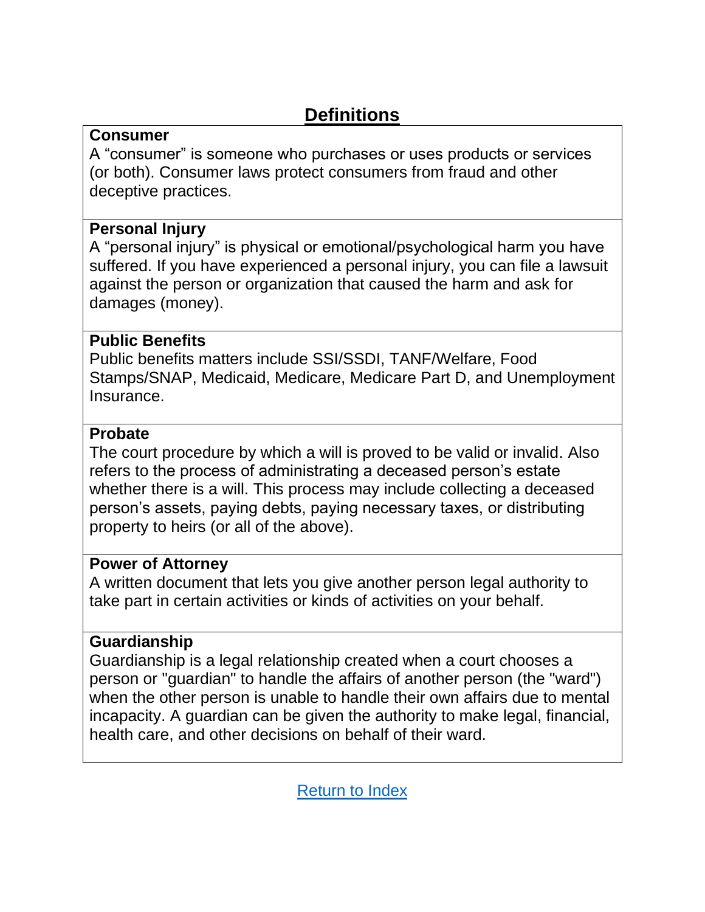# Definitions

**Consumer**
A "consumer" is someone who purchases or uses products or services (or both). Consumer laws protect consumers from fraud and other deceptive practices.

**Personal Injury**
A "personal injury" is physical or emotional/psychological harm you have suffered. If you have experienced a personal injury, you can file a lawsuit against the person or organization that caused the harm and ask for damages (money).

**Public Benefits**
Public benefits matters include SSI/SSDI, TANF/Welfare, Food Stamps/SNAP, Medicaid, Medicare, Medicare Part D, and Unemployment Insurance.

**Probate**
The court procedure by which a will is proved to be valid or invalid. Also refers to the process of administrating a deceased person's estate whether there is a will. This process may include collecting a deceased person's assets, paying debts, paying necessary taxes, or distributing property to heirs (or all of the above).

**Power of Attorney**
A written document that lets you give another person legal authority to take part in certain activities or kinds of activities on your behalf.

**Guardianship**
Guardianship is a legal relationship created when a court chooses a person or "guardian" to handle the affairs of another person (the "ward") when the other person is unable to handle their own affairs due to mental incapacity. A guardian can be given the authority to make legal, financial, health care, and other decisions on behalf of their ward.

Return to Index